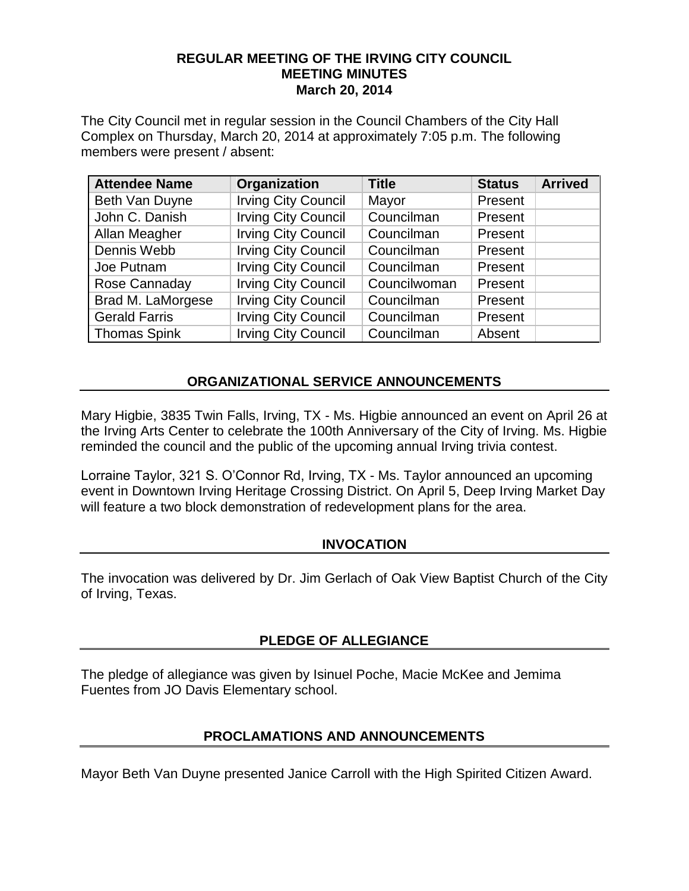# REGULAR MEETING OF THE IRVING CITY COUNCIL
## MEETING MINUTES
### March 20, 2014

The City Council met in regular session in the Council Chambers of the City Hall Complex on Thursday, March 20, 2014 at approximately 7:05 p.m. The following members were present / absent:

| Attendee Name | Organization | Title | Status | Arrived |
|---|---|---|---|---|
| Beth Van Duyne | Irving City Council | Mayor | Present | |
| John C. Danish | Irving City Council | Councilman | Present | |
| Allan Meagher | Irving City Council | Councilman | Present | |
| Dennis Webb | Irving City Council | Councilman | Present | |
| Joe Putnam | Irving City Council | Councilman | Present | |
| Rose Cannaday | Irving City Council | Councilwoman | Present | |
| Brad M. LaMorgese | Irving City Council | Councilman | Present | |
| Gerald Farris | Irving City Council | Councilman | Present | |
| Thomas Spink | Irving City Council | Councilman | Absent | |

## ORGANIZATIONAL SERVICE ANNOUNCEMENTS

Mary Higbie, 3835 Twin Falls, Irving, TX - Ms. Higbie announced an event on April 26 at the Irving Arts Center to celebrate the 100th Anniversary of the City of Irving. Ms. Higbie reminded the council and the public of the upcoming annual Irving trivia contest.

Lorraine Taylor, 321 S. O'Connor Rd, Irving, TX - Ms. Taylor announced an upcoming event in Downtown Irving Heritage Crossing District. On April 5, Deep Irving Market Day will feature a two block demonstration of redevelopment plans for the area.

## INVOCATION

The invocation was delivered by Dr. Jim Gerlach of Oak View Baptist Church of the City of Irving, Texas.

## PLEDGE OF ALLEGIANCE

The pledge of allegiance was given by Isinuel Poche, Macie McKee and Jemima Fuentes from JO Davis Elementary school.

## PROCLAMATIONS AND ANNOUNCEMENTS

Mayor Beth Van Duyne presented Janice Carroll with the High Spirited Citizen Award.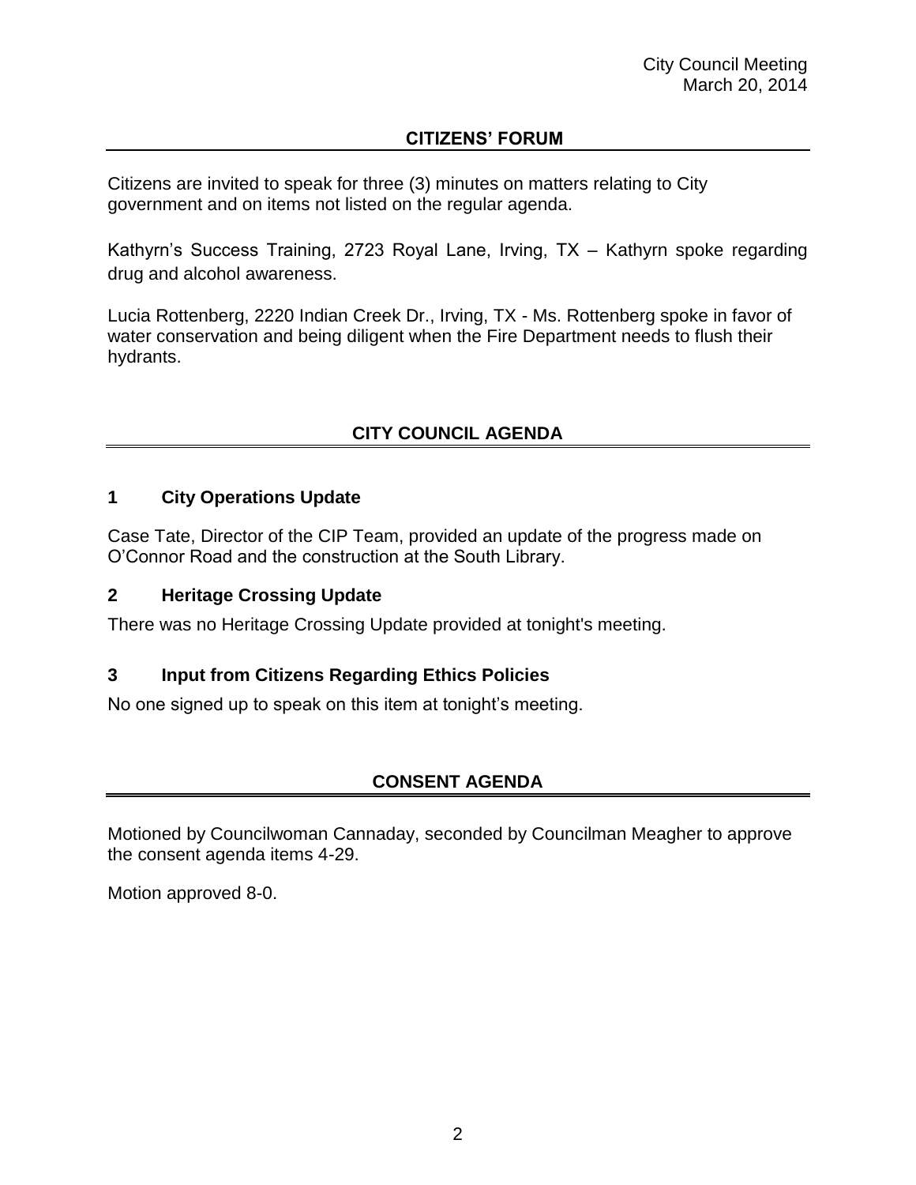## CITIZENS' FORUM

Citizens are invited to speak for three (3) minutes on matters relating to City government and on items not listed on the regular agenda.

Kathyrn's Success Training, 2723 Royal Lane, Irving, TX – Kathyrn spoke regarding drug and alcohol awareness.

Lucia Rottenberg, 2220 Indian Creek Dr., Irving, TX - Ms. Rottenberg spoke in favor of water conservation and being diligent when the Fire Department needs to flush their hydrants.

## CITY COUNCIL AGENDA

### 1 City Operations Update

Case Tate, Director of the CIP Team, provided an update of the progress made on O'Connor Road and the construction at the South Library.

### 2 Heritage Crossing Update

There was no Heritage Crossing Update provided at tonight's meeting.

### 3 Input from Citizens Regarding Ethics Policies

No one signed up to speak on this item at tonight's meeting.

## CONSENT AGENDA

Motioned by Councilwoman Cannaday, seconded by Councilman Meagher to approve the consent agenda items 4-29.

Motion approved 8-0.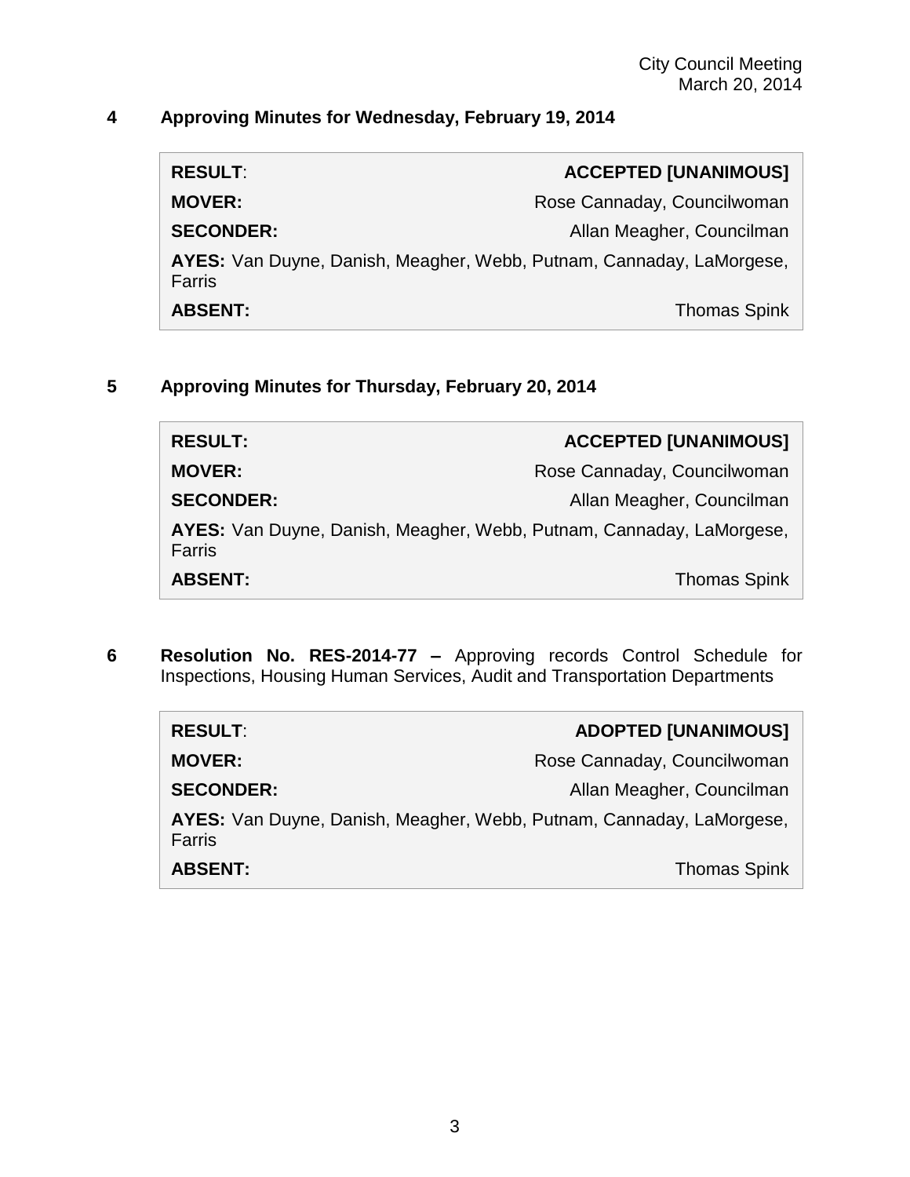## 4 Approving Minutes for Wednesday, February 19, 2014

| | |
|---|---|
| **RESULT**: | **ACCEPTED [UNANIMOUS]** |
| **MOVER:** | Rose Cannaday, Councilwoman |
| **SECONDER:** | Allan Meagher, Councilman |
| **AYES:** Van Duyne, Danish, Meagher, Webb, Putnam, Cannaday, LaMorgese, Farris | |
| **ABSENT:** | Thomas Spink |

## 5 Approving Minutes for Thursday, February 20, 2014

| | |
|---|---|
| **RESULT:** | **ACCEPTED [UNANIMOUS]** |
| **MOVER:** | Rose Cannaday, Councilwoman |
| **SECONDER:** | Allan Meagher, Councilman |
| **AYES:** Van Duyne, Danish, Meagher, Webb, Putnam, Cannaday, LaMorgese, Farris | |
| **ABSENT:** | Thomas Spink |

## 6 Resolution No. RES-2014-77 – Approving records Control Schedule for Inspections, Housing Human Services, Audit and Transportation Departments

| | |
|---|---|
| **RESULT**: | **ADOPTED [UNANIMOUS]** |
| **MOVER:** | Rose Cannaday, Councilwoman |
| **SECONDER:** | Allan Meagher, Councilman |
| **AYES:** Van Duyne, Danish, Meagher, Webb, Putnam, Cannaday, LaMorgese, Farris | |
| **ABSENT:** | Thomas Spink |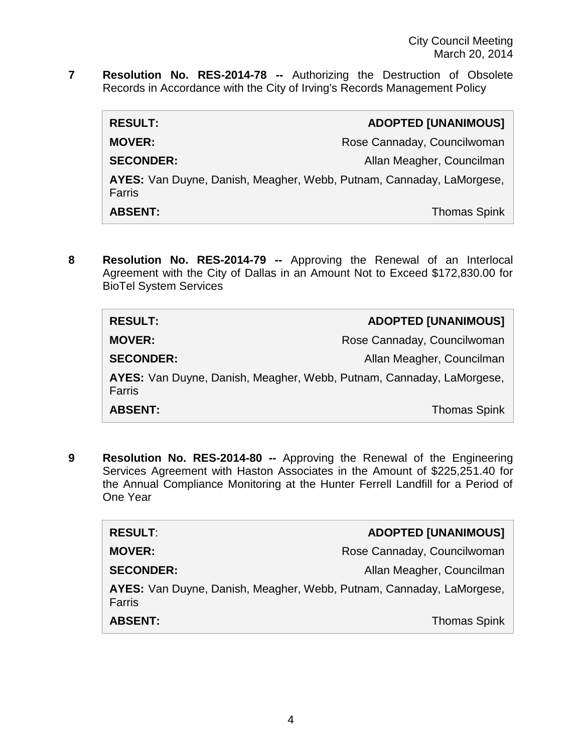**7 Resolution No. RES-2014-78 --** Authorizing the Destruction of Obsolete Records in Accordance with the City of Irving's Records Management Policy

| | |
|---|---|
| **RESULT:** | **ADOPTED [UNANIMOUS]** |
| **MOVER:** | Rose Cannaday, Councilwoman |
| **SECONDER:** | Allan Meagher, Councilman |
| **AYES:** Van Duyne, Danish, Meagher, Webb, Putnam, Cannaday, LaMorgese, Farris | |
| **ABSENT:** | Thomas Spink |

**8 Resolution No. RES-2014-79 --** Approving the Renewal of an Interlocal Agreement with the City of Dallas in an Amount Not to Exceed $172,830.00 for BioTel System Services

| | |
|---|---|
| **RESULT:** | **ADOPTED [UNANIMOUS]** |
| **MOVER:** | Rose Cannaday, Councilwoman |
| **SECONDER:** | Allan Meagher, Councilman |
| **AYES:** Van Duyne, Danish, Meagher, Webb, Putnam, Cannaday, LaMorgese, Farris | |
| **ABSENT:** | Thomas Spink |

**9 Resolution No. RES-2014-80 --** Approving the Renewal of the Engineering Services Agreement with Haston Associates in the Amount of $225,251.40 for the Annual Compliance Monitoring at the Hunter Ferrell Landfill for a Period of One Year

| | |
|---|---|
| **RESULT**: | **ADOPTED [UNANIMOUS]** |
| **MOVER:** | Rose Cannaday, Councilwoman |
| **SECONDER:** | Allan Meagher, Councilman |
| **AYES:** Van Duyne, Danish, Meagher, Webb, Putnam, Cannaday, LaMorgese, Farris | |
| **ABSENT:** | Thomas Spink |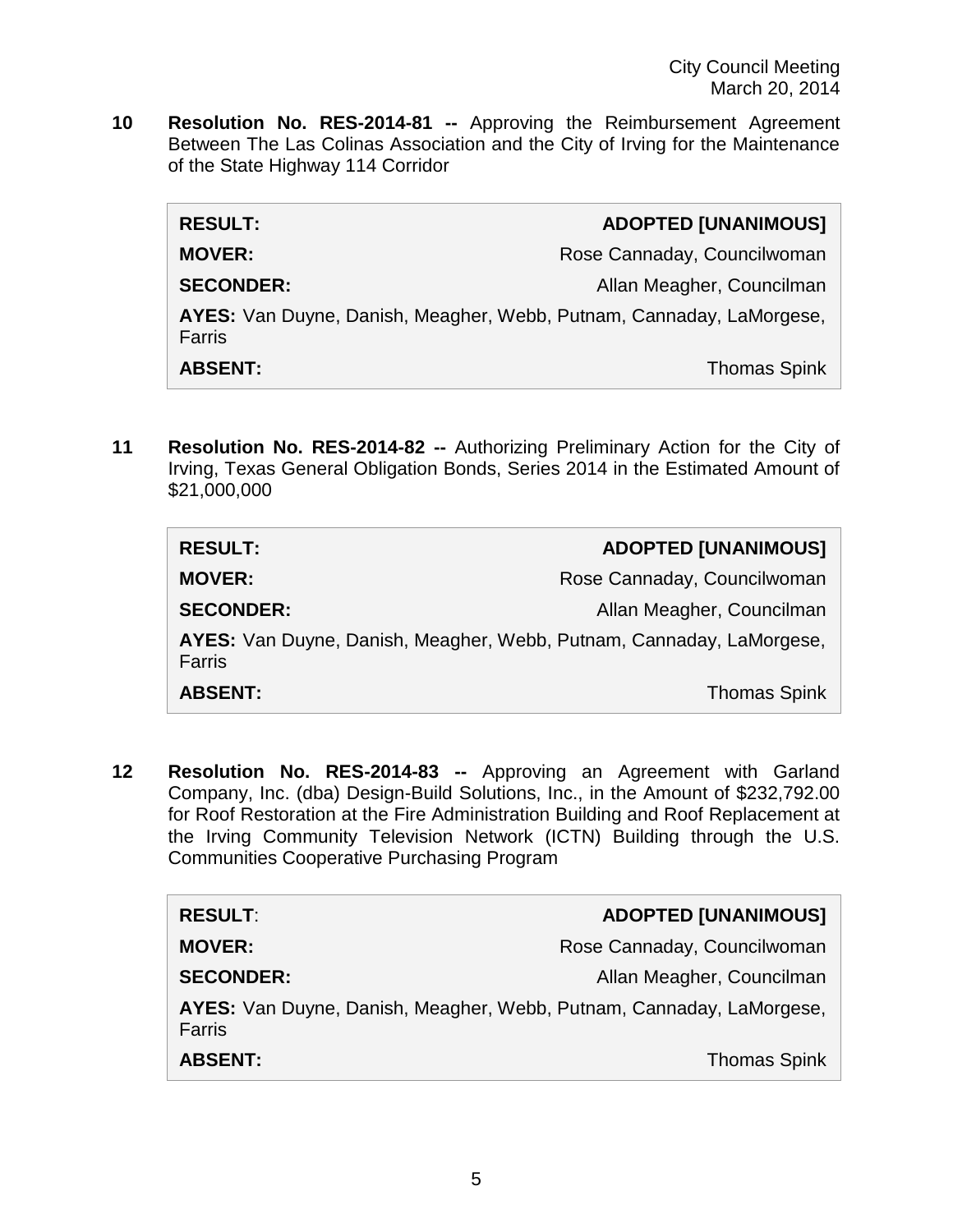**10 Resolution No. RES-2014-81 --** Approving the Reimbursement Agreement Between The Las Colinas Association and the City of Irving for the Maintenance of the State Highway 114 Corridor

| | |
|---|---|
| **RESULT:** | **ADOPTED [UNANIMOUS]** |
| **MOVER:** | Rose Cannaday, Councilwoman |
| **SECONDER:** | Allan Meagher, Councilman |
| **AYES:** Van Duyne, Danish, Meagher, Webb, Putnam, Cannaday, LaMorgese, Farris | |
| **ABSENT:** | Thomas Spink |

**11 Resolution No. RES-2014-82 --** Authorizing Preliminary Action for the City of Irving, Texas General Obligation Bonds, Series 2014 in the Estimated Amount of $21,000,000

| | |
|---|---|
| **RESULT:** | **ADOPTED [UNANIMOUS]** |
| **MOVER:** | Rose Cannaday, Councilwoman |
| **SECONDER:** | Allan Meagher, Councilman |
| **AYES:** Van Duyne, Danish, Meagher, Webb, Putnam, Cannaday, LaMorgese, Farris | |
| **ABSENT:** | Thomas Spink |

**12 Resolution No. RES-2014-83 --** Approving an Agreement with Garland Company, Inc. (dba) Design-Build Solutions, Inc., in the Amount of $232,792.00 for Roof Restoration at the Fire Administration Building and Roof Replacement at the Irving Community Television Network (ICTN) Building through the U.S. Communities Cooperative Purchasing Program

| | |
|---|---|
| **RESULT**: | **ADOPTED [UNANIMOUS]** |
| **MOVER:** | Rose Cannaday, Councilwoman |
| **SECONDER:** | Allan Meagher, Councilman |
| **AYES:** Van Duyne, Danish, Meagher, Webb, Putnam, Cannaday, LaMorgese, Farris | |
| **ABSENT:** | Thomas Spink |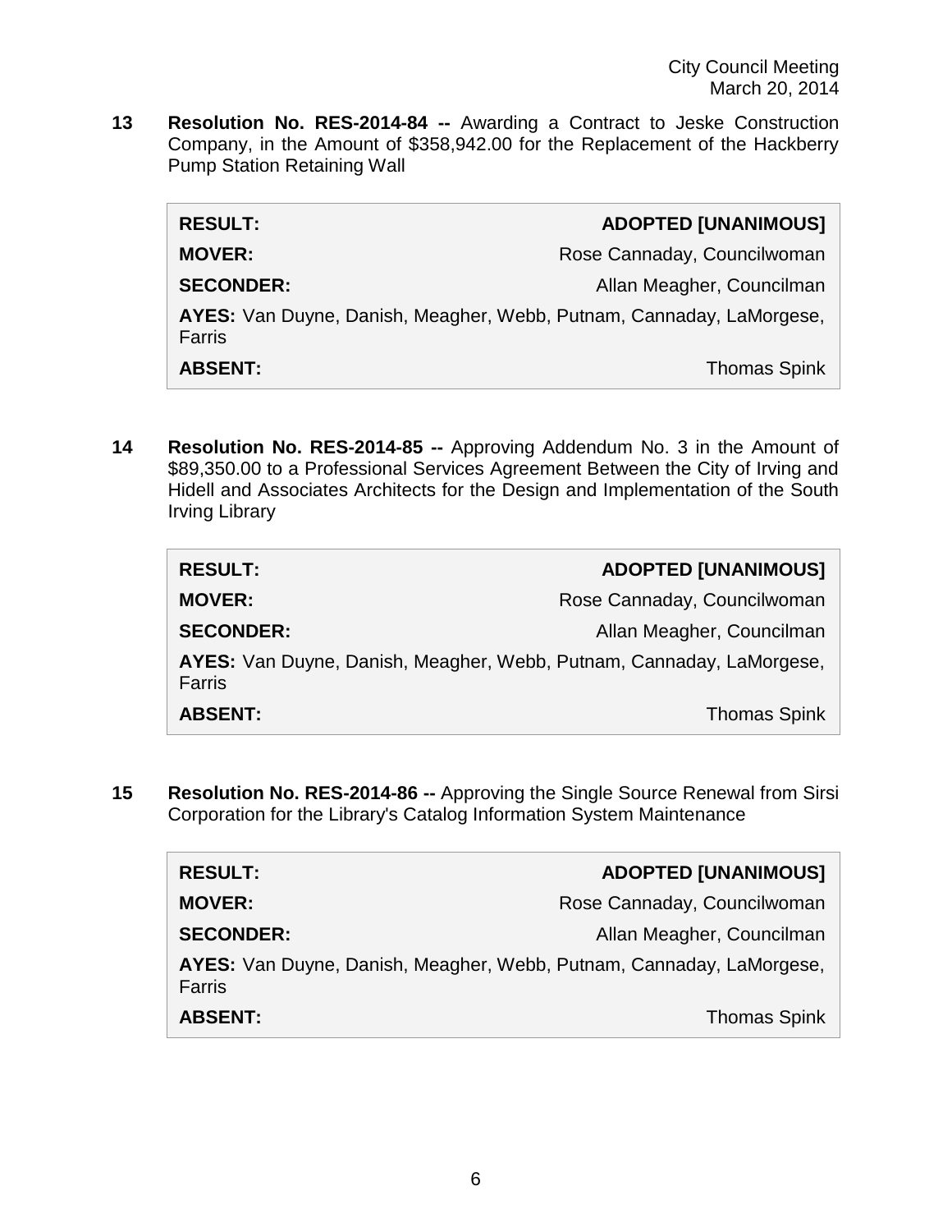**13 Resolution No. RES-2014-84 --** Awarding a Contract to Jeske Construction Company, in the Amount of $358,942.00 for the Replacement of the Hackberry Pump Station Retaining Wall

| | |
|---|---|
| **RESULT:** | **ADOPTED [UNANIMOUS]** |
| **MOVER:** | Rose Cannaday, Councilwoman |
| **SECONDER:** | Allan Meagher, Councilman |
| **AYES:** Van Duyne, Danish, Meagher, Webb, Putnam, Cannaday, LaMorgese, Farris | |
| **ABSENT:** | Thomas Spink |

**14 Resolution No. RES-2014-85 --** Approving Addendum No. 3 in the Amount of $89,350.00 to a Professional Services Agreement Between the City of Irving and Hidell and Associates Architects for the Design and Implementation of the South Irving Library

| | |
|---|---|
| **RESULT:** | **ADOPTED [UNANIMOUS]** |
| **MOVER:** | Rose Cannaday, Councilwoman |
| **SECONDER:** | Allan Meagher, Councilman |
| **AYES:** Van Duyne, Danish, Meagher, Webb, Putnam, Cannaday, LaMorgese, Farris | |
| **ABSENT:** | Thomas Spink |

**15 Resolution No. RES-2014-86 --** Approving the Single Source Renewal from Sirsi Corporation for the Library's Catalog Information System Maintenance

| | |
|---|---|
| **RESULT:** | **ADOPTED [UNANIMOUS]** |
| **MOVER:** | Rose Cannaday, Councilwoman |
| **SECONDER:** | Allan Meagher, Councilman |
| **AYES:** Van Duyne, Danish, Meagher, Webb, Putnam, Cannaday, LaMorgese, Farris | |
| **ABSENT:** | Thomas Spink |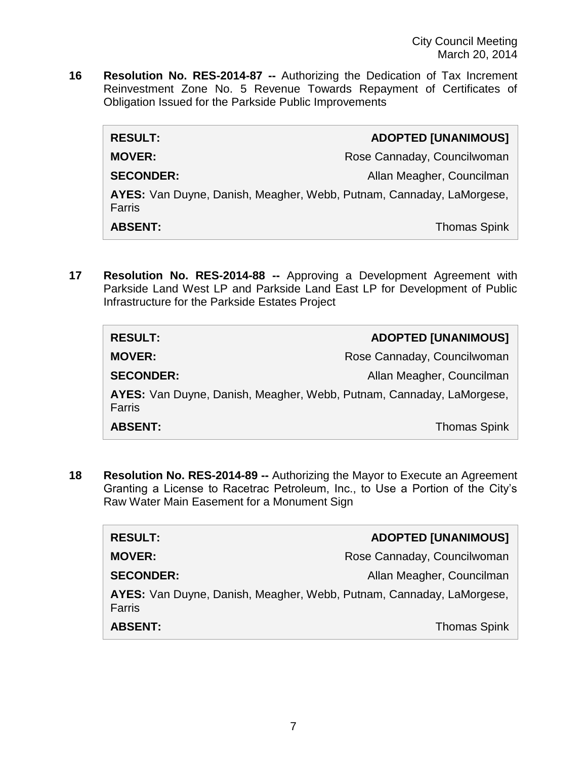**16 Resolution No. RES-2014-87 --** Authorizing the Dedication of Tax Increment Reinvestment Zone No. 5 Revenue Towards Repayment of Certificates of Obligation Issued for the Parkside Public Improvements

| | |
|---|---|
| **RESULT:** | **ADOPTED [UNANIMOUS]** |
| **MOVER:** | Rose Cannaday, Councilwoman |
| **SECONDER:** | Allan Meagher, Councilman |
| **AYES:** Van Duyne, Danish, Meagher, Webb, Putnam, Cannaday, LaMorgese, Farris | |
| **ABSENT:** | Thomas Spink |

**17 Resolution No. RES-2014-88 --** Approving a Development Agreement with Parkside Land West LP and Parkside Land East LP for Development of Public Infrastructure for the Parkside Estates Project

| | |
|---|---|
| **RESULT:** | **ADOPTED [UNANIMOUS]** |
| **MOVER:** | Rose Cannaday, Councilwoman |
| **SECONDER:** | Allan Meagher, Councilman |
| **AYES:** Van Duyne, Danish, Meagher, Webb, Putnam, Cannaday, LaMorgese, Farris | |
| **ABSENT:** | Thomas Spink |

**18 Resolution No. RES-2014-89 --** Authorizing the Mayor to Execute an Agreement Granting a License to Racetrac Petroleum, Inc., to Use a Portion of the City's Raw Water Main Easement for a Monument Sign

| | |
|---|---|
| **RESULT:** | **ADOPTED [UNANIMOUS]** |
| **MOVER:** | Rose Cannaday, Councilwoman |
| **SECONDER:** | Allan Meagher, Councilman |
| **AYES:** Van Duyne, Danish, Meagher, Webb, Putnam, Cannaday, LaMorgese, Farris | |
| **ABSENT:** | Thomas Spink |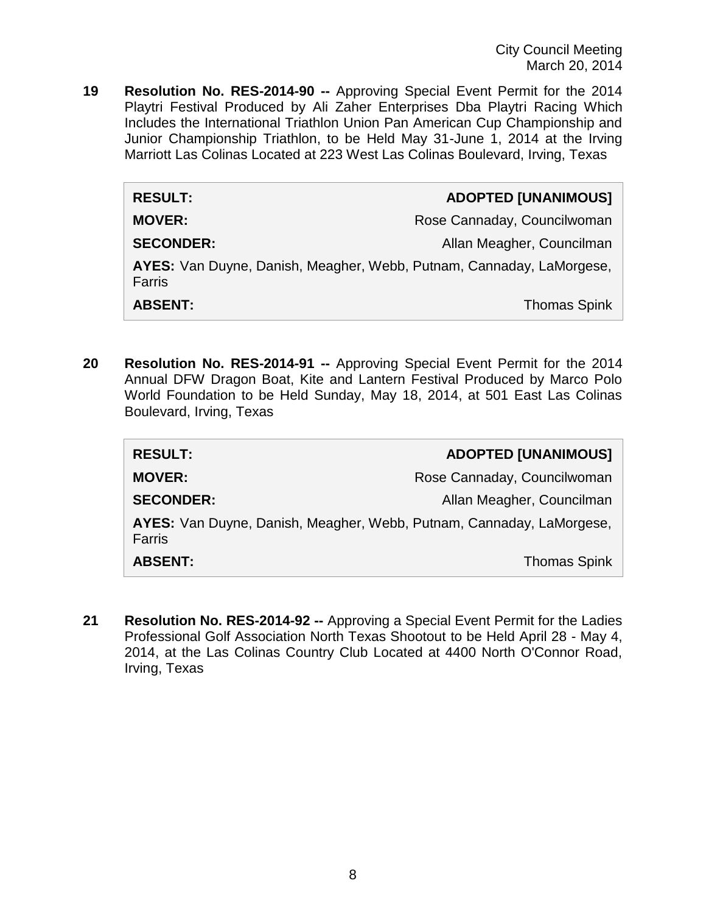**19 Resolution No. RES-2014-90 --** Approving Special Event Permit for the 2014 Playtri Festival Produced by Ali Zaher Enterprises Dba Playtri Racing Which Includes the International Triathlon Union Pan American Cup Championship and Junior Championship Triathlon, to be Held May 31-June 1, 2014 at the Irving Marriott Las Colinas Located at 223 West Las Colinas Boulevard, Irving, Texas

| | |
|---|---|
| **RESULT:** | **ADOPTED [UNANIMOUS]** |
| **MOVER:** | Rose Cannaday, Councilwoman |
| **SECONDER:** | Allan Meagher, Councilman |
| **AYES:** Van Duyne, Danish, Meagher, Webb, Putnam, Cannaday, LaMorgese, Farris | |
| **ABSENT:** | Thomas Spink |

**20 Resolution No. RES-2014-91 --** Approving Special Event Permit for the 2014 Annual DFW Dragon Boat, Kite and Lantern Festival Produced by Marco Polo World Foundation to be Held Sunday, May 18, 2014, at 501 East Las Colinas Boulevard, Irving, Texas

| | |
|---|---|
| **RESULT:** | **ADOPTED [UNANIMOUS]** |
| **MOVER:** | Rose Cannaday, Councilwoman |
| **SECONDER:** | Allan Meagher, Councilman |
| **AYES:** Van Duyne, Danish, Meagher, Webb, Putnam, Cannaday, LaMorgese, Farris | |
| **ABSENT:** | Thomas Spink |

**21 Resolution No. RES-2014-92 --** Approving a Special Event Permit for the Ladies Professional Golf Association North Texas Shootout to be Held April 28 - May 4, 2014, at the Las Colinas Country Club Located at 4400 North O'Connor Road, Irving, Texas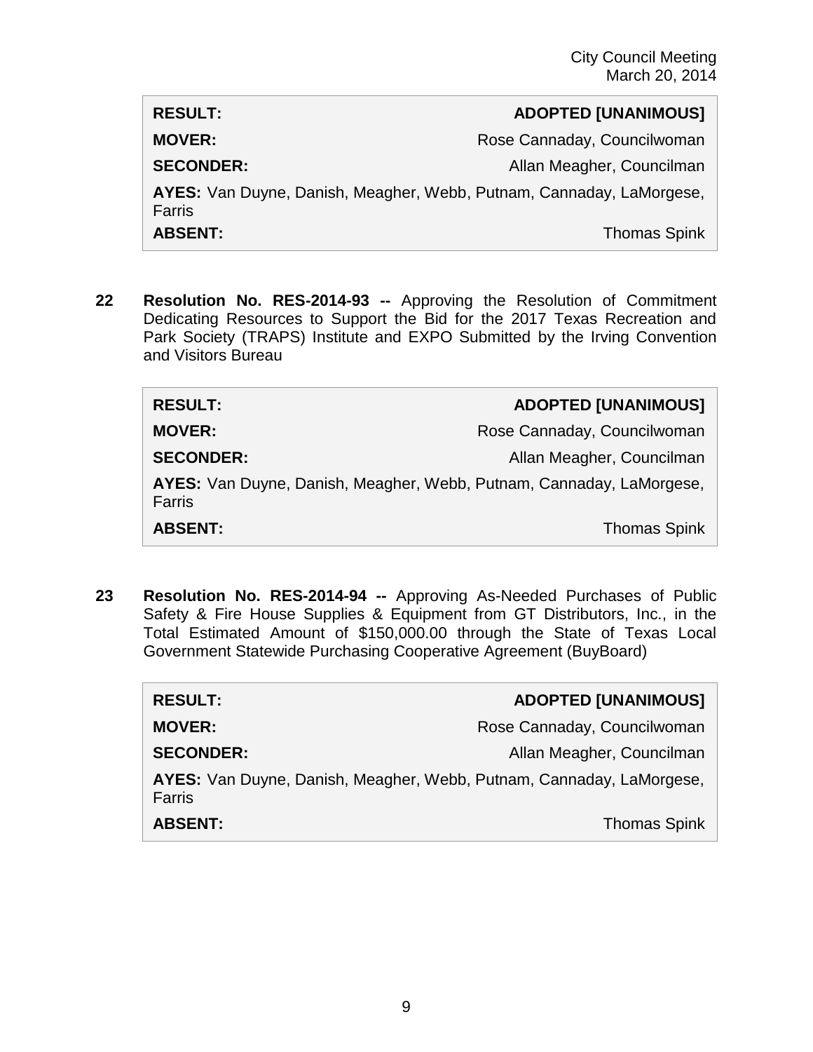| **RESULT:** | **ADOPTED [UNANIMOUS]** |
|---|---|
| **MOVER:** | Rose Cannaday, Councilwoman |
| **SECONDER:** | Allan Meagher, Councilman |
| **AYES:** Van Duyne, Danish, Meagher, Webb, Putnam, Cannaday, LaMorgese, Farris | |
| **ABSENT:** | Thomas Spink |

**22** **Resolution No. RES-2014-93 --** Approving the Resolution of Commitment Dedicating Resources to Support the Bid for the 2017 Texas Recreation and Park Society (TRAPS) Institute and EXPO Submitted by the Irving Convention and Visitors Bureau

| **RESULT:** | **ADOPTED [UNANIMOUS]** |
|---|---|
| **MOVER:** | Rose Cannaday, Councilwoman |
| **SECONDER:** | Allan Meagher, Councilman |
| **AYES:** Van Duyne, Danish, Meagher, Webb, Putnam, Cannaday, LaMorgese, Farris | |
| **ABSENT:** | Thomas Spink |

**23** **Resolution No. RES-2014-94 --** Approving As-Needed Purchases of Public Safety & Fire House Supplies & Equipment from GT Distributors, Inc., in the Total Estimated Amount of $150,000.00 through the State of Texas Local Government Statewide Purchasing Cooperative Agreement (BuyBoard)

| **RESULT:** | **ADOPTED [UNANIMOUS]** |
|---|---|
| **MOVER:** | Rose Cannaday, Councilwoman |
| **SECONDER:** | Allan Meagher, Councilman |
| **AYES:** Van Duyne, Danish, Meagher, Webb, Putnam, Cannaday, LaMorgese, Farris | |
| **ABSENT:** | Thomas Spink |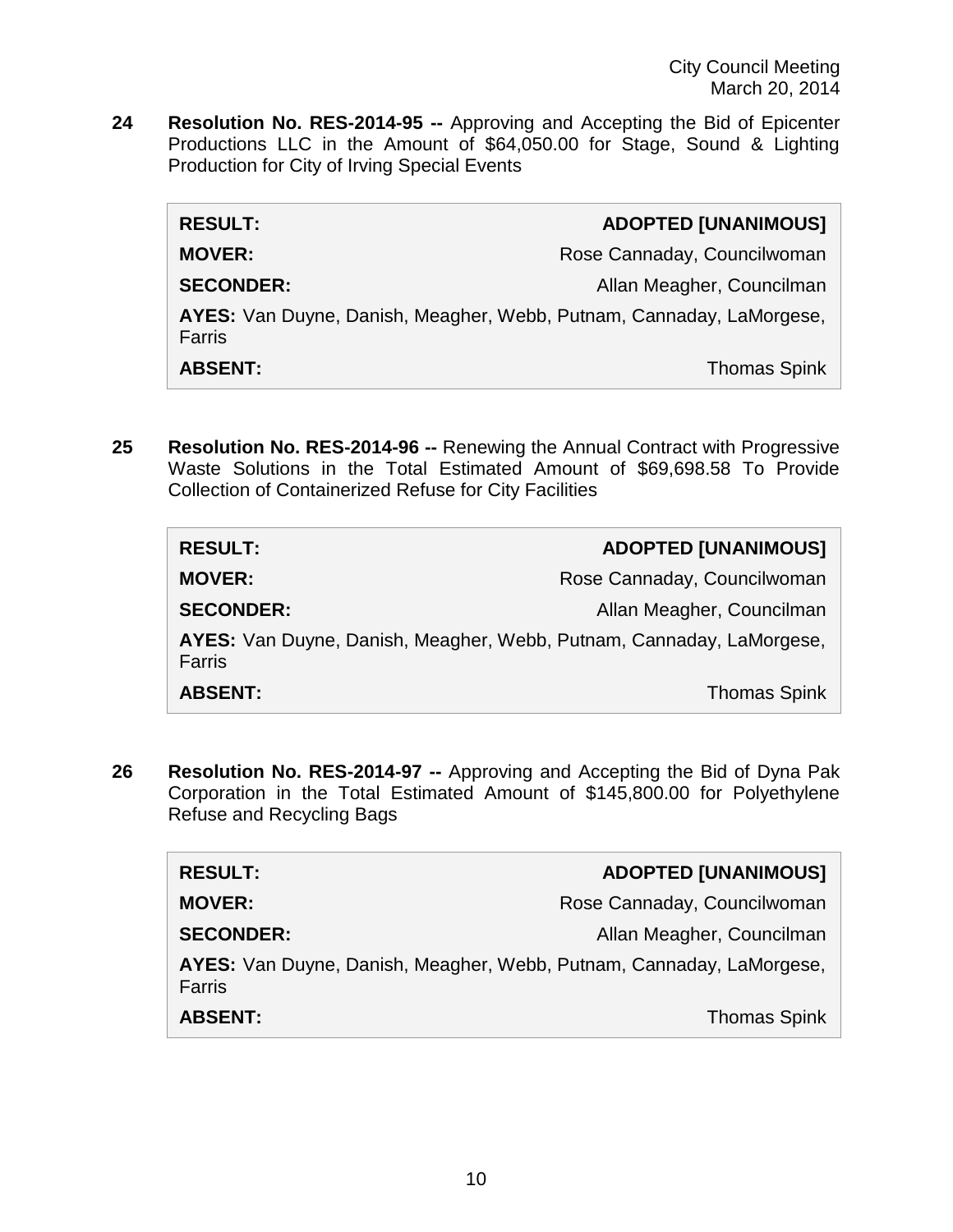**24 Resolution No. RES-2014-95 --** Approving and Accepting the Bid of Epicenter Productions LLC in the Amount of $64,050.00 for Stage, Sound & Lighting Production for City of Irving Special Events

| | |
|---|---|
| **RESULT:** | **ADOPTED [UNANIMOUS]** |
| **MOVER:** | Rose Cannaday, Councilwoman |
| **SECONDER:** | Allan Meagher, Councilman |
| **AYES:** Van Duyne, Danish, Meagher, Webb, Putnam, Cannaday, LaMorgese, Farris | |
| **ABSENT:** | Thomas Spink |

**25 Resolution No. RES-2014-96 --** Renewing the Annual Contract with Progressive Waste Solutions in the Total Estimated Amount of $69,698.58 To Provide Collection of Containerized Refuse for City Facilities

| | |
|---|---|
| **RESULT:** | **ADOPTED [UNANIMOUS]** |
| **MOVER:** | Rose Cannaday, Councilwoman |
| **SECONDER:** | Allan Meagher, Councilman |
| **AYES:** Van Duyne, Danish, Meagher, Webb, Putnam, Cannaday, LaMorgese, Farris | |
| **ABSENT:** | Thomas Spink |

**26 Resolution No. RES-2014-97 --** Approving and Accepting the Bid of Dyna Pak Corporation in the Total Estimated Amount of $145,800.00 for Polyethylene Refuse and Recycling Bags

| | |
|---|---|
| **RESULT:** | **ADOPTED [UNANIMOUS]** |
| **MOVER:** | Rose Cannaday, Councilwoman |
| **SECONDER:** | Allan Meagher, Councilman |
| **AYES:** Van Duyne, Danish, Meagher, Webb, Putnam, Cannaday, LaMorgese, Farris | |
| **ABSENT:** | Thomas Spink |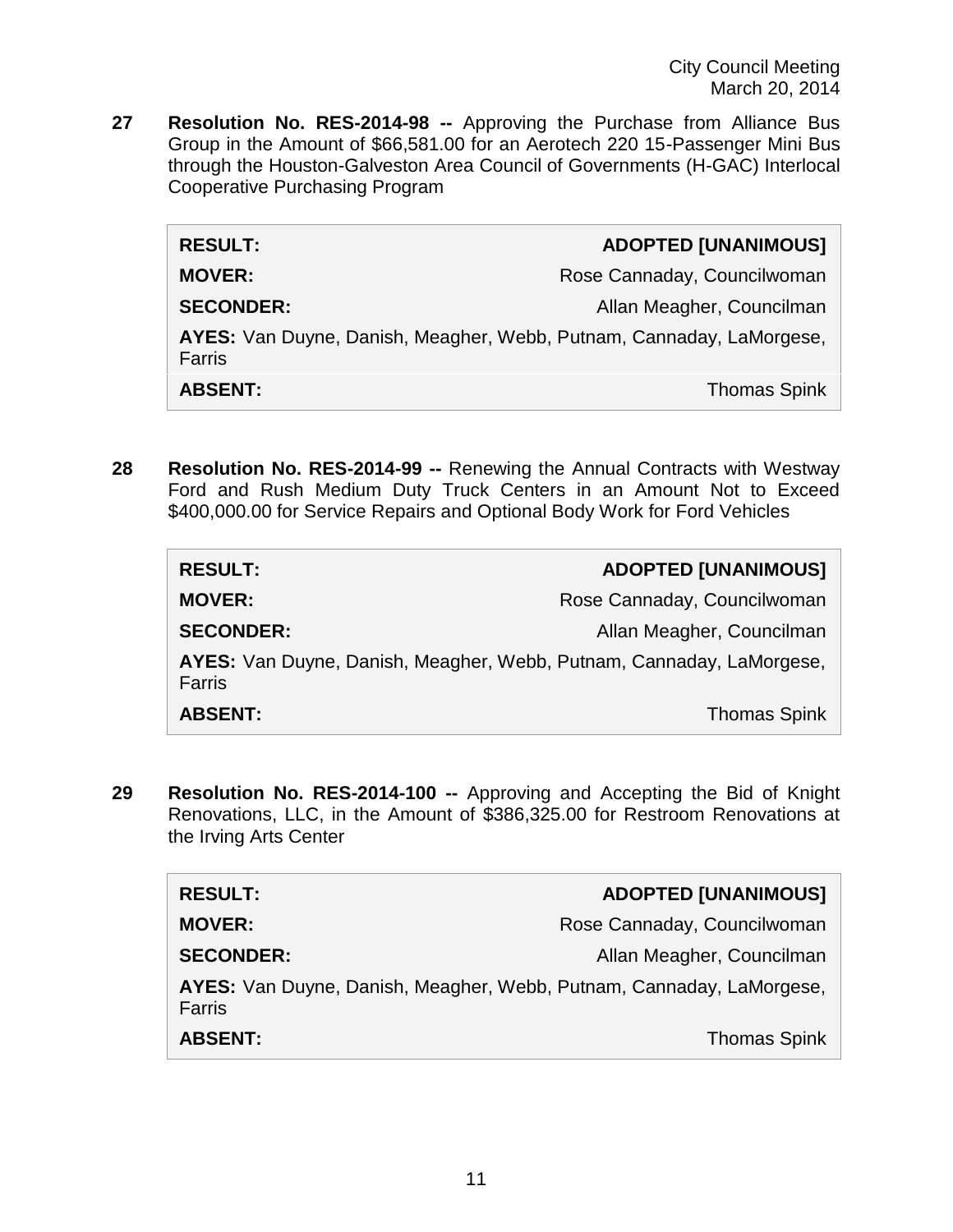**27 Resolution No. RES-2014-98 --** Approving the Purchase from Alliance Bus Group in the Amount of $66,581.00 for an Aerotech 220 15-Passenger Mini Bus through the Houston-Galveston Area Council of Governments (H-GAC) Interlocal Cooperative Purchasing Program

| | |
|---|---|
| **RESULT:** | **ADOPTED [UNANIMOUS]** |
| **MOVER:** | Rose Cannaday, Councilwoman |
| **SECONDER:** | Allan Meagher, Councilman |
| **AYES:** Van Duyne, Danish, Meagher, Webb, Putnam, Cannaday, LaMorgese, Farris | |
| **ABSENT:** | Thomas Spink |

**28 Resolution No. RES-2014-99 --** Renewing the Annual Contracts with Westway Ford and Rush Medium Duty Truck Centers in an Amount Not to Exceed $400,000.00 for Service Repairs and Optional Body Work for Ford Vehicles

| | |
|---|---|
| **RESULT:** | **ADOPTED [UNANIMOUS]** |
| **MOVER:** | Rose Cannaday, Councilwoman |
| **SECONDER:** | Allan Meagher, Councilman |
| **AYES:** Van Duyne, Danish, Meagher, Webb, Putnam, Cannaday, LaMorgese, Farris | |
| **ABSENT:** | Thomas Spink |

**29 Resolution No. RES-2014-100 --** Approving and Accepting the Bid of Knight Renovations, LLC, in the Amount of $386,325.00 for Restroom Renovations at the Irving Arts Center

| | |
|---|---|
| **RESULT:** | **ADOPTED [UNANIMOUS]** |
| **MOVER:** | Rose Cannaday, Councilwoman |
| **SECONDER:** | Allan Meagher, Councilman |
| **AYES:** Van Duyne, Danish, Meagher, Webb, Putnam, Cannaday, LaMorgese, Farris | |
| **ABSENT:** | Thomas Spink |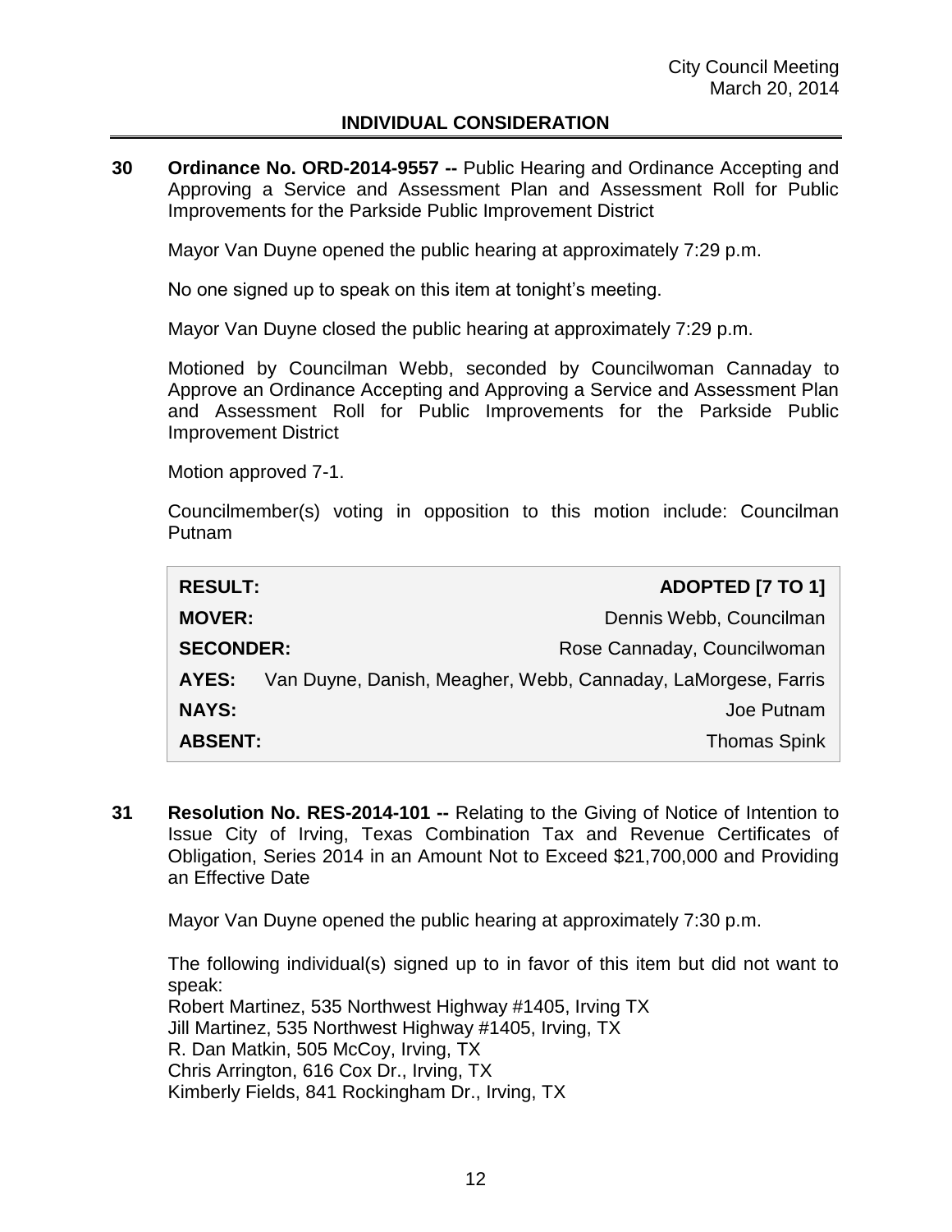## INDIVIDUAL CONSIDERATION

**30 Ordinance No. ORD-2014-9557 --** Public Hearing and Ordinance Accepting and Approving a Service and Assessment Plan and Assessment Roll for Public Improvements for the Parkside Public Improvement District

Mayor Van Duyne opened the public hearing at approximately 7:29 p.m.

No one signed up to speak on this item at tonight's meeting.

Mayor Van Duyne closed the public hearing at approximately 7:29 p.m.

Motioned by Councilman Webb, seconded by Councilwoman Cannaday to Approve an Ordinance Accepting and Approving a Service and Assessment Plan and Assessment Roll for Public Improvements for the Parkside Public Improvement District

Motion approved 7-1.

Councilmember(s) voting in opposition to this motion include: Councilman Putnam

| | |
|---|---|
| **RESULT:** | **ADOPTED [7 TO 1]** |
| **MOVER:** | Dennis Webb, Councilman |
| **SECONDER:** | Rose Cannaday, Councilwoman |
| **AYES:** | Van Duyne, Danish, Meagher, Webb, Cannaday, LaMorgese, Farris |
| **NAYS:** | Joe Putnam |
| **ABSENT:** | Thomas Spink |

**31 Resolution No. RES-2014-101 --** Relating to the Giving of Notice of Intention to Issue City of Irving, Texas Combination Tax and Revenue Certificates of Obligation, Series 2014 in an Amount Not to Exceed $21,700,000 and Providing an Effective Date

Mayor Van Duyne opened the public hearing at approximately 7:30 p.m.

The following individual(s) signed up to in favor of this item but did not want to speak:
Robert Martinez, 535 Northwest Highway #1405, Irving TX
Jill Martinez, 535 Northwest Highway #1405, Irving, TX
R. Dan Matkin, 505 McCoy, Irving, TX
Chris Arrington, 616 Cox Dr., Irving, TX
Kimberly Fields, 841 Rockingham Dr., Irving, TX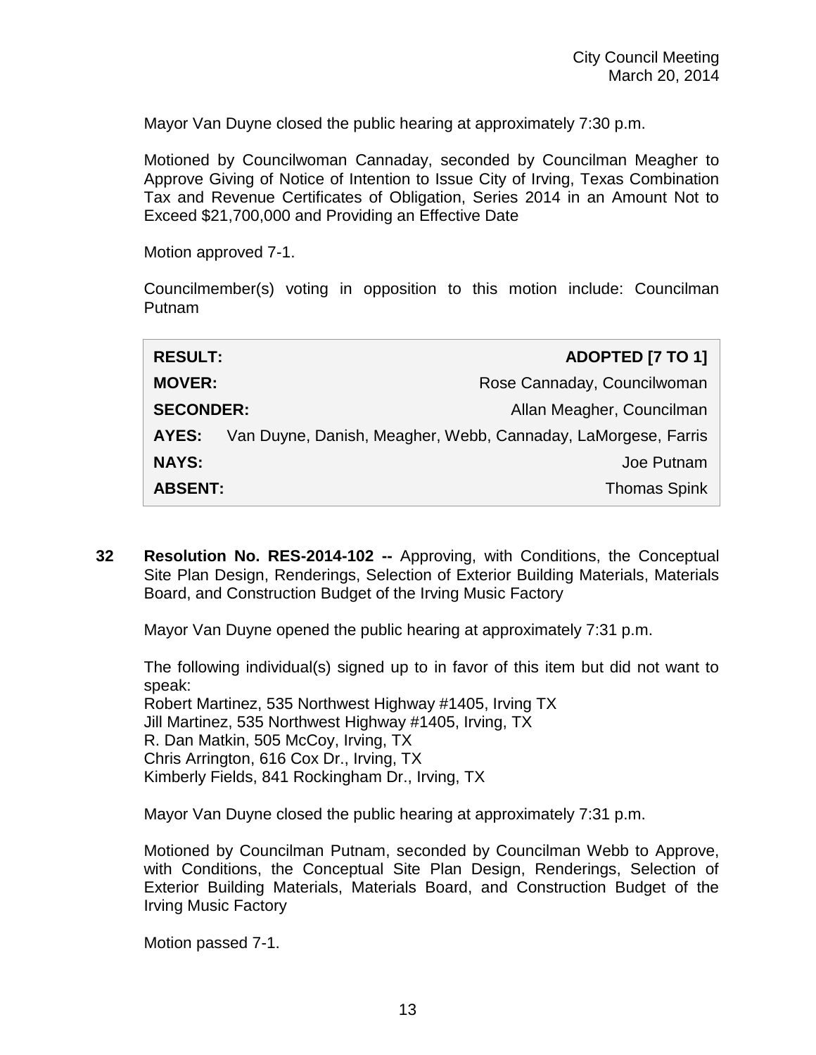Mayor Van Duyne closed the public hearing at approximately 7:30 p.m.

Motioned by Councilwoman Cannaday, seconded by Councilman Meagher to Approve Giving of Notice of Intention to Issue City of Irving, Texas Combination Tax and Revenue Certificates of Obligation, Series 2014 in an Amount Not to Exceed $21,700,000 and Providing an Effective Date

Motion approved 7-1.

Councilmember(s) voting in opposition to this motion include: Councilman Putnam

| | |
|---|---|
| **RESULT:** | **ADOPTED [7 TO 1]** |
| **MOVER:** | Rose Cannaday, Councilwoman |
| **SECONDER:** | Allan Meagher, Councilman |
| **AYES:** | Van Duyne, Danish, Meagher, Webb, Cannaday, LaMorgese, Farris |
| **NAYS:** | Joe Putnam |
| **ABSENT:** | Thomas Spink |

**32 Resolution No. RES-2014-102 --** Approving, with Conditions, the Conceptual Site Plan Design, Renderings, Selection of Exterior Building Materials, Materials Board, and Construction Budget of the Irving Music Factory

Mayor Van Duyne opened the public hearing at approximately 7:31 p.m.

The following individual(s) signed up to in favor of this item but did not want to speak:
Robert Martinez, 535 Northwest Highway #1405, Irving TX
Jill Martinez, 535 Northwest Highway #1405, Irving, TX
R. Dan Matkin, 505 McCoy, Irving, TX
Chris Arrington, 616 Cox Dr., Irving, TX
Kimberly Fields, 841 Rockingham Dr., Irving, TX

Mayor Van Duyne closed the public hearing at approximately 7:31 p.m.

Motioned by Councilman Putnam, seconded by Councilman Webb to Approve, with Conditions, the Conceptual Site Plan Design, Renderings, Selection of Exterior Building Materials, Materials Board, and Construction Budget of the Irving Music Factory

Motion passed 7-1.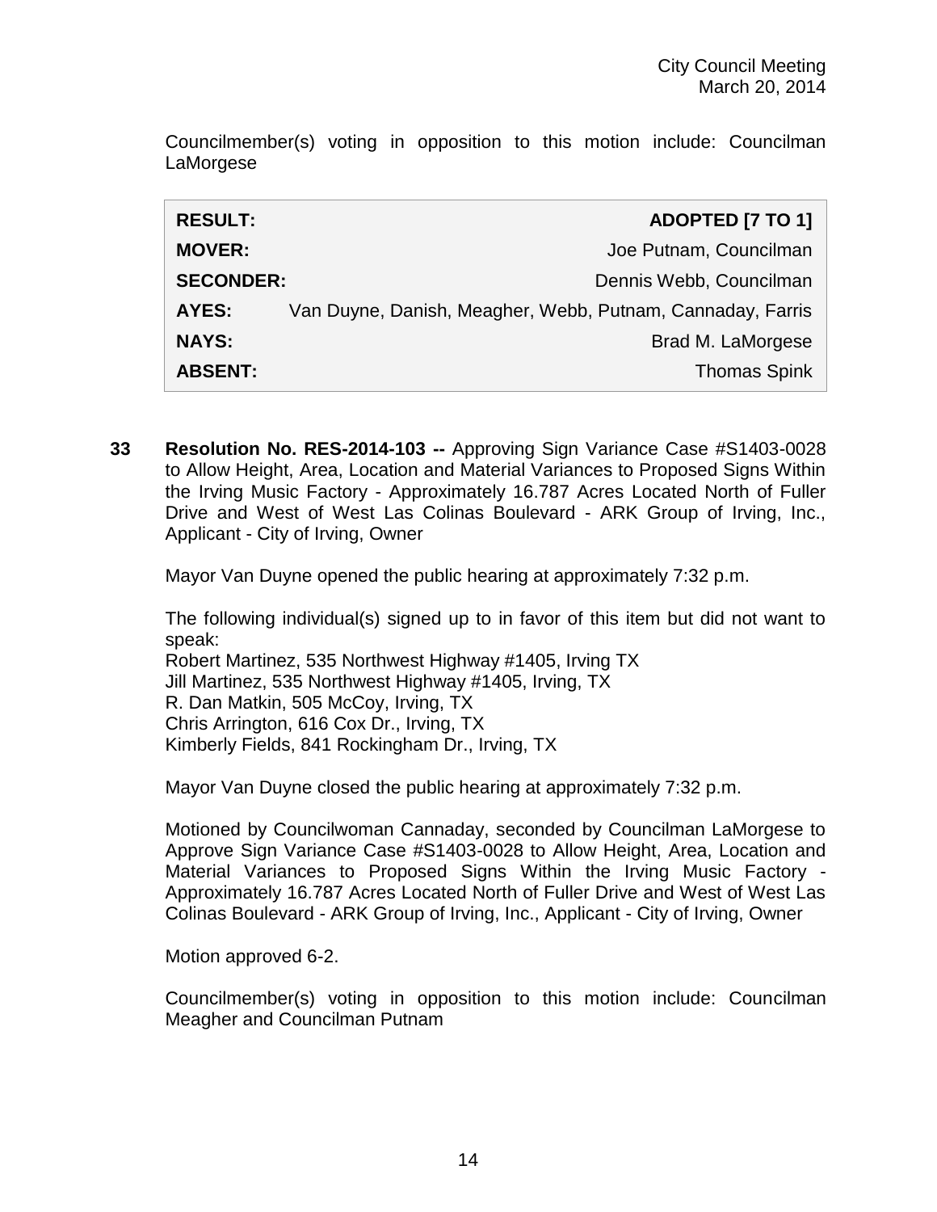Councilmember(s) voting in opposition to this motion include: Councilman LaMorgese

| **RESULT:** | **ADOPTED [7 TO 1]** |
|---|---|
| **MOVER:** | Joe Putnam, Councilman |
| **SECONDER:** | Dennis Webb, Councilman |
| **AYES:** | Van Duyne, Danish, Meagher, Webb, Putnam, Cannaday, Farris |
| **NAYS:** | Brad M. LaMorgese |
| **ABSENT:** | Thomas Spink |

**33 Resolution No. RES-2014-103 --** Approving Sign Variance Case #S1403-0028 to Allow Height, Area, Location and Material Variances to Proposed Signs Within the Irving Music Factory - Approximately 16.787 Acres Located North of Fuller Drive and West of West Las Colinas Boulevard - ARK Group of Irving, Inc., Applicant - City of Irving, Owner

Mayor Van Duyne opened the public hearing at approximately 7:32 p.m.

The following individual(s) signed up to in favor of this item but did not want to speak:
Robert Martinez, 535 Northwest Highway #1405, Irving TX
Jill Martinez, 535 Northwest Highway #1405, Irving, TX
R. Dan Matkin, 505 McCoy, Irving, TX
Chris Arrington, 616 Cox Dr., Irving, TX
Kimberly Fields, 841 Rockingham Dr., Irving, TX

Mayor Van Duyne closed the public hearing at approximately 7:32 p.m.

Motioned by Councilwoman Cannaday, seconded by Councilman LaMorgese to Approve Sign Variance Case #S1403-0028 to Allow Height, Area, Location and Material Variances to Proposed Signs Within the Irving Music Factory - Approximately 16.787 Acres Located North of Fuller Drive and West of West Las Colinas Boulevard - ARK Group of Irving, Inc., Applicant - City of Irving, Owner

Motion approved 6-2.

Councilmember(s) voting in opposition to this motion include: Councilman Meagher and Councilman Putnam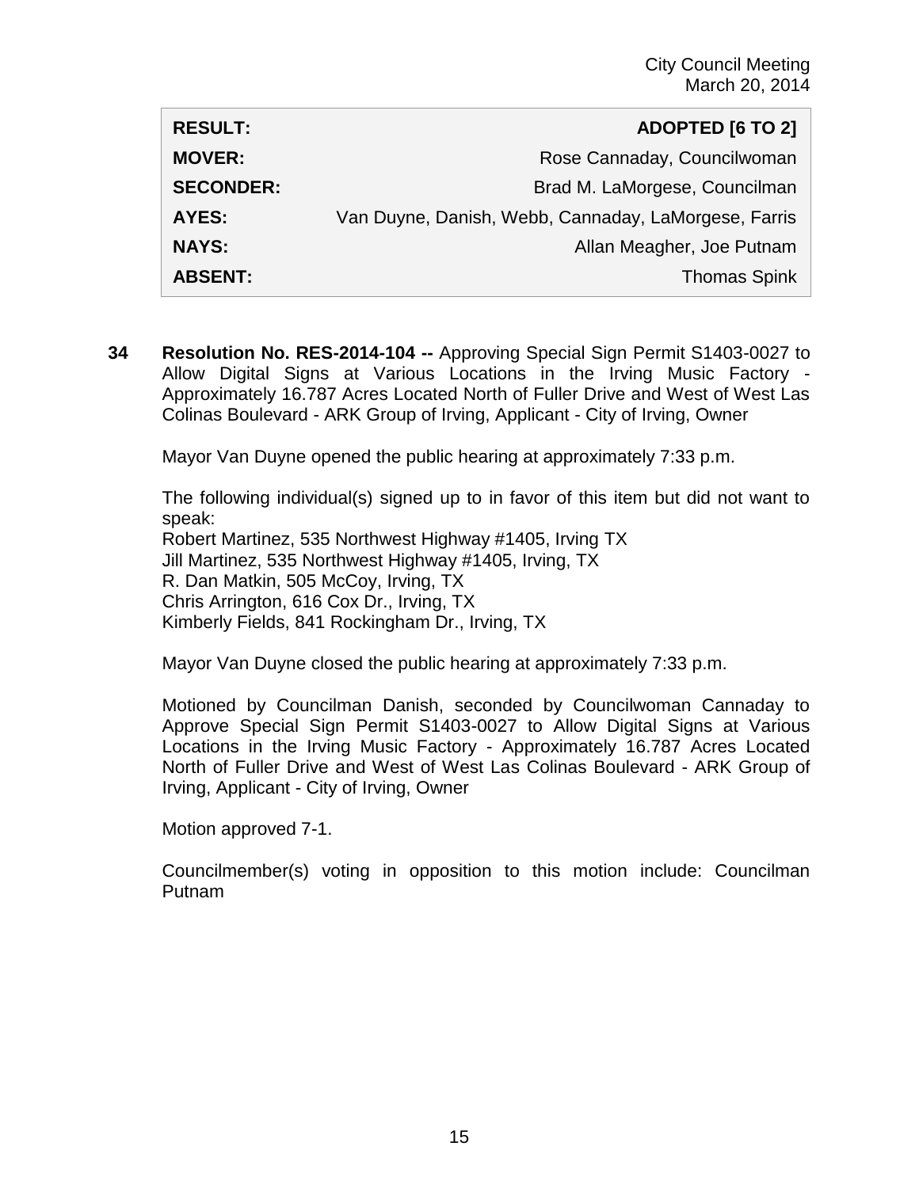| RESULT: | ADOPTED [6 TO 2] |
| --- | --- |
| MOVER: | Rose Cannaday, Councilwoman |
| SECONDER: | Brad M. LaMorgese, Councilman |
| AYES: | Van Duyne, Danish, Webb, Cannaday, LaMorgese, Farris |
| NAYS: | Allan Meagher, Joe Putnam |
| ABSENT: | Thomas Spink |

**34 Resolution No. RES-2014-104 --** Approving Special Sign Permit S1403-0027 to Allow Digital Signs at Various Locations in the Irving Music Factory - Approximately 16.787 Acres Located North of Fuller Drive and West of West Las Colinas Boulevard - ARK Group of Irving, Applicant - City of Irving, Owner

Mayor Van Duyne opened the public hearing at approximately 7:33 p.m.

The following individual(s) signed up to in favor of this item but did not want to speak:
Robert Martinez, 535 Northwest Highway #1405, Irving TX
Jill Martinez, 535 Northwest Highway #1405, Irving, TX
R. Dan Matkin, 505 McCoy, Irving, TX
Chris Arrington, 616 Cox Dr., Irving, TX
Kimberly Fields, 841 Rockingham Dr., Irving, TX

Mayor Van Duyne closed the public hearing at approximately 7:33 p.m.

Motioned by Councilman Danish, seconded by Councilwoman Cannaday to Approve Special Sign Permit S1403-0027 to Allow Digital Signs at Various Locations in the Irving Music Factory - Approximately 16.787 Acres Located North of Fuller Drive and West of West Las Colinas Boulevard - ARK Group of Irving, Applicant - City of Irving, Owner

Motion approved 7-1.

Councilmember(s) voting in opposition to this motion include: Councilman Putnam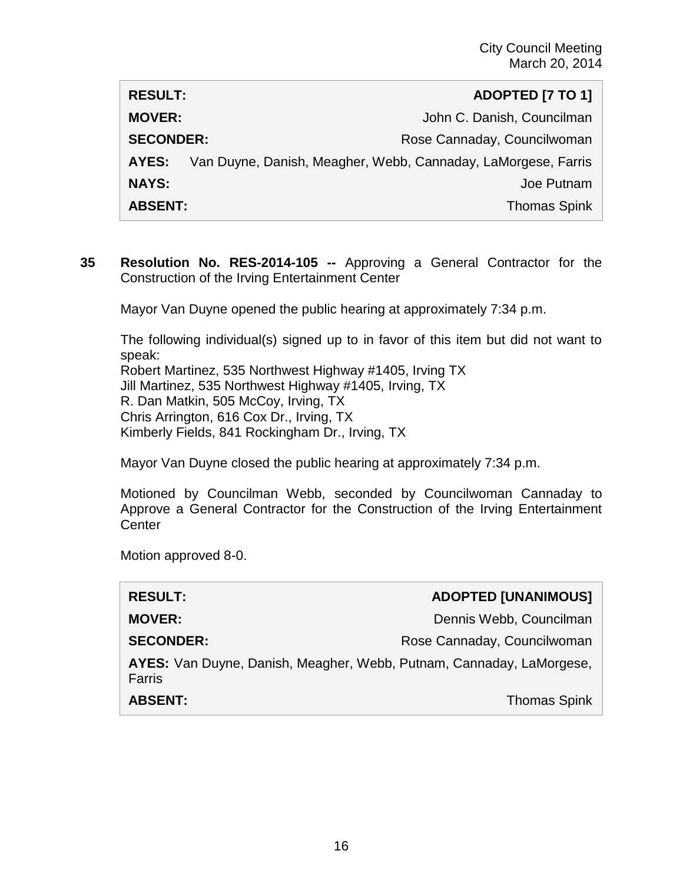| | |
|---|---|
| **RESULT:** | **ADOPTED [7 TO 1]** |
| **MOVER:** | John C. Danish, Councilman |
| **SECONDER:** | Rose Cannaday, Councilwoman |
| **AYES:** | Van Duyne, Danish, Meagher, Webb, Cannaday, LaMorgese, Farris |
| **NAYS:** | Joe Putnam |
| **ABSENT:** | Thomas Spink |

**35 Resolution No. RES-2014-105 --** Approving a General Contractor for the Construction of the Irving Entertainment Center

Mayor Van Duyne opened the public hearing at approximately 7:34 p.m.

The following individual(s) signed up to in favor of this item but did not want to speak:
Robert Martinez, 535 Northwest Highway #1405, Irving TX
Jill Martinez, 535 Northwest Highway #1405, Irving, TX
R. Dan Matkin, 505 McCoy, Irving, TX
Chris Arrington, 616 Cox Dr., Irving, TX
Kimberly Fields, 841 Rockingham Dr., Irving, TX

Mayor Van Duyne closed the public hearing at approximately 7:34 p.m.

Motioned by Councilman Webb, seconded by Councilwoman Cannaday to Approve a General Contractor for the Construction of the Irving Entertainment Center

Motion approved 8-0.

| | |
|---|---|
| **RESULT:** | **ADOPTED [UNANIMOUS]** |
| **MOVER:** | Dennis Webb, Councilman |
| **SECONDER:** | Rose Cannaday, Councilwoman |
| **AYES:** | Van Duyne, Danish, Meagher, Webb, Putnam, Cannaday, LaMorgese, Farris |
| **ABSENT:** | Thomas Spink |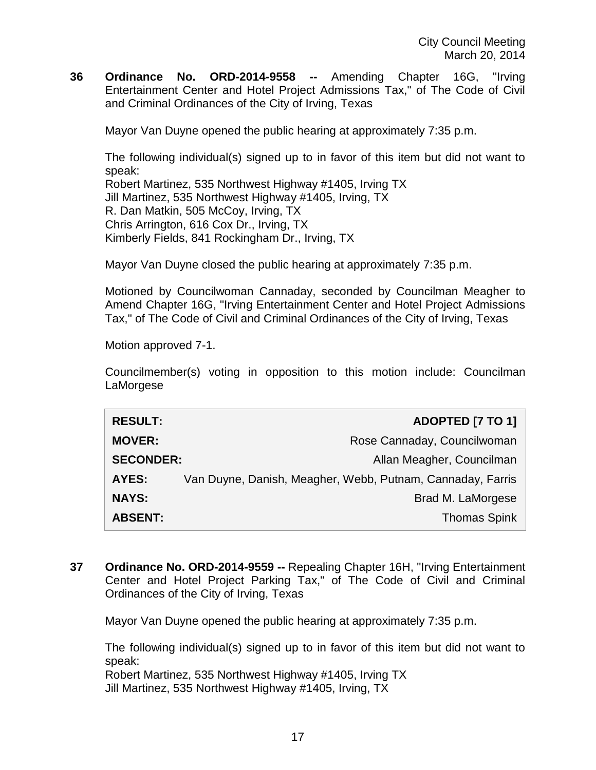**36 Ordinance No. ORD-2014-9558 --** Amending Chapter 16G, "Irving Entertainment Center and Hotel Project Admissions Tax," of The Code of Civil and Criminal Ordinances of the City of Irving, Texas

Mayor Van Duyne opened the public hearing at approximately 7:35 p.m.

The following individual(s) signed up to in favor of this item but did not want to speak:
Robert Martinez, 535 Northwest Highway #1405, Irving TX
Jill Martinez, 535 Northwest Highway #1405, Irving, TX
R. Dan Matkin, 505 McCoy, Irving, TX
Chris Arrington, 616 Cox Dr., Irving, TX
Kimberly Fields, 841 Rockingham Dr., Irving, TX

Mayor Van Duyne closed the public hearing at approximately 7:35 p.m.

Motioned by Councilwoman Cannaday, seconded by Councilman Meagher to Amend Chapter 16G, "Irving Entertainment Center and Hotel Project Admissions Tax," of The Code of Civil and Criminal Ordinances of the City of Irving, Texas

Motion approved 7-1.

Councilmember(s) voting in opposition to this motion include: Councilman LaMorgese

| **RESULT:** | **ADOPTED [7 TO 1]** |
|---|---|
| **MOVER:** | Rose Cannaday, Councilwoman |
| **SECONDER:** | Allan Meagher, Councilman |
| **AYES:** | Van Duyne, Danish, Meagher, Webb, Putnam, Cannaday, Farris |
| **NAYS:** | Brad M. LaMorgese |
| **ABSENT:** | Thomas Spink |

**37 Ordinance No. ORD-2014-9559 --** Repealing Chapter 16H, "Irving Entertainment Center and Hotel Project Parking Tax," of The Code of Civil and Criminal Ordinances of the City of Irving, Texas

Mayor Van Duyne opened the public hearing at approximately 7:35 p.m.

The following individual(s) signed up to in favor of this item but did not want to speak:
Robert Martinez, 535 Northwest Highway #1405, Irving TX
Jill Martinez, 535 Northwest Highway #1405, Irving, TX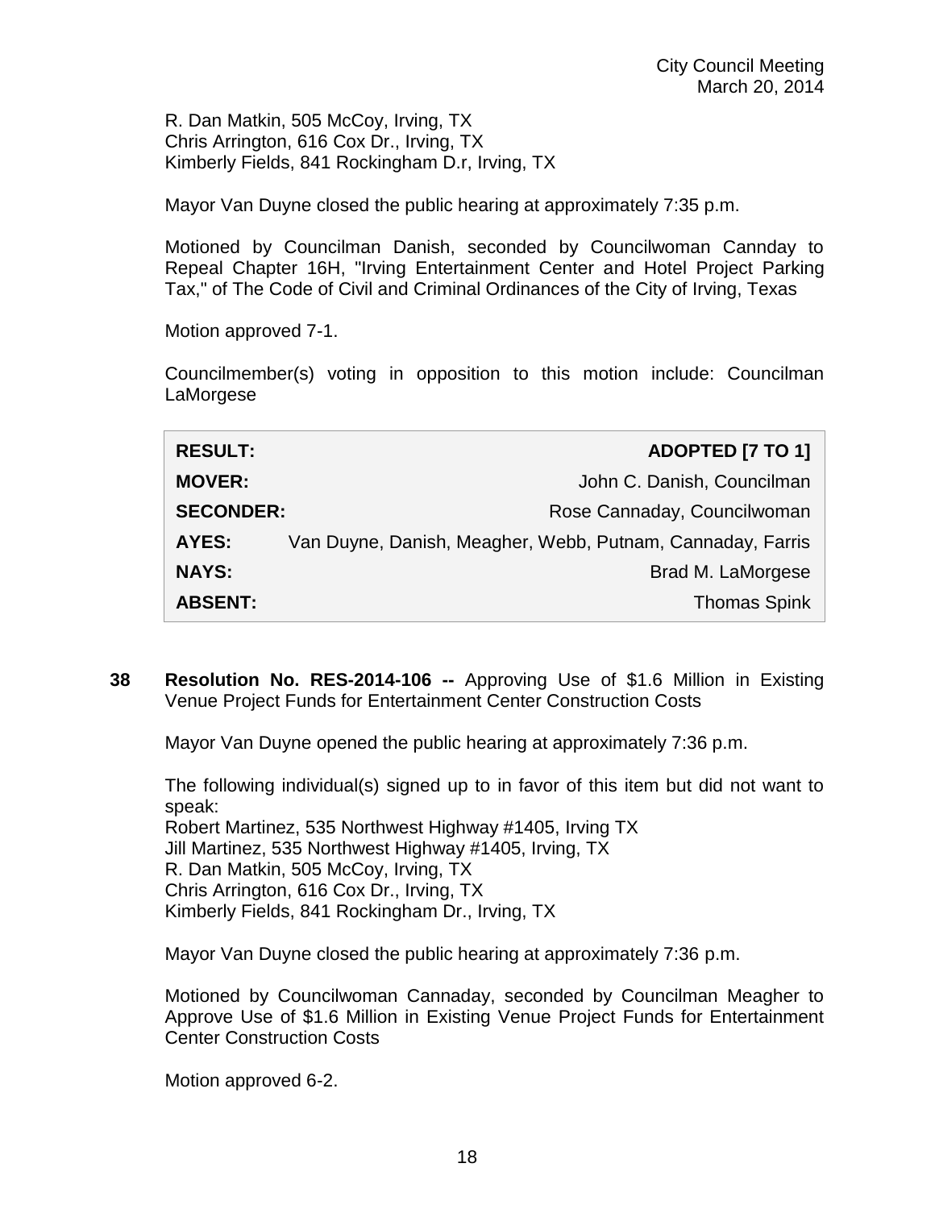R. Dan Matkin, 505 McCoy, Irving, TX
Chris Arrington, 616 Cox Dr., Irving, TX
Kimberly Fields, 841 Rockingham D.r, Irving, TX

Mayor Van Duyne closed the public hearing at approximately 7:35 p.m.

Motioned by Councilman Danish, seconded by Councilwoman Cannday to Repeal Chapter 16H, "Irving Entertainment Center and Hotel Project Parking Tax," of The Code of Civil and Criminal Ordinances of the City of Irving, Texas

Motion approved 7-1.

Councilmember(s) voting in opposition to this motion include: Councilman LaMorgese

| | |
|---|---|
| **RESULT:** | **ADOPTED [7 TO 1]** |
| **MOVER:** | John C. Danish, Councilman |
| **SECONDER:** | Rose Cannaday, Councilwoman |
| **AYES:** | Van Duyne, Danish, Meagher, Webb, Putnam, Cannaday, Farris |
| **NAYS:** | Brad M. LaMorgese |
| **ABSENT:** | Thomas Spink |

**38 Resolution No. RES-2014-106 --** Approving Use of $1.6 Million in Existing Venue Project Funds for Entertainment Center Construction Costs

Mayor Van Duyne opened the public hearing at approximately 7:36 p.m.

The following individual(s) signed up to in favor of this item but did not want to speak:
Robert Martinez, 535 Northwest Highway #1405, Irving TX
Jill Martinez, 535 Northwest Highway #1405, Irving, TX
R. Dan Matkin, 505 McCoy, Irving, TX
Chris Arrington, 616 Cox Dr., Irving, TX
Kimberly Fields, 841 Rockingham Dr., Irving, TX

Mayor Van Duyne closed the public hearing at approximately 7:36 p.m.

Motioned by Councilwoman Cannaday, seconded by Councilman Meagher to Approve Use of $1.6 Million in Existing Venue Project Funds for Entertainment Center Construction Costs

Motion approved 6-2.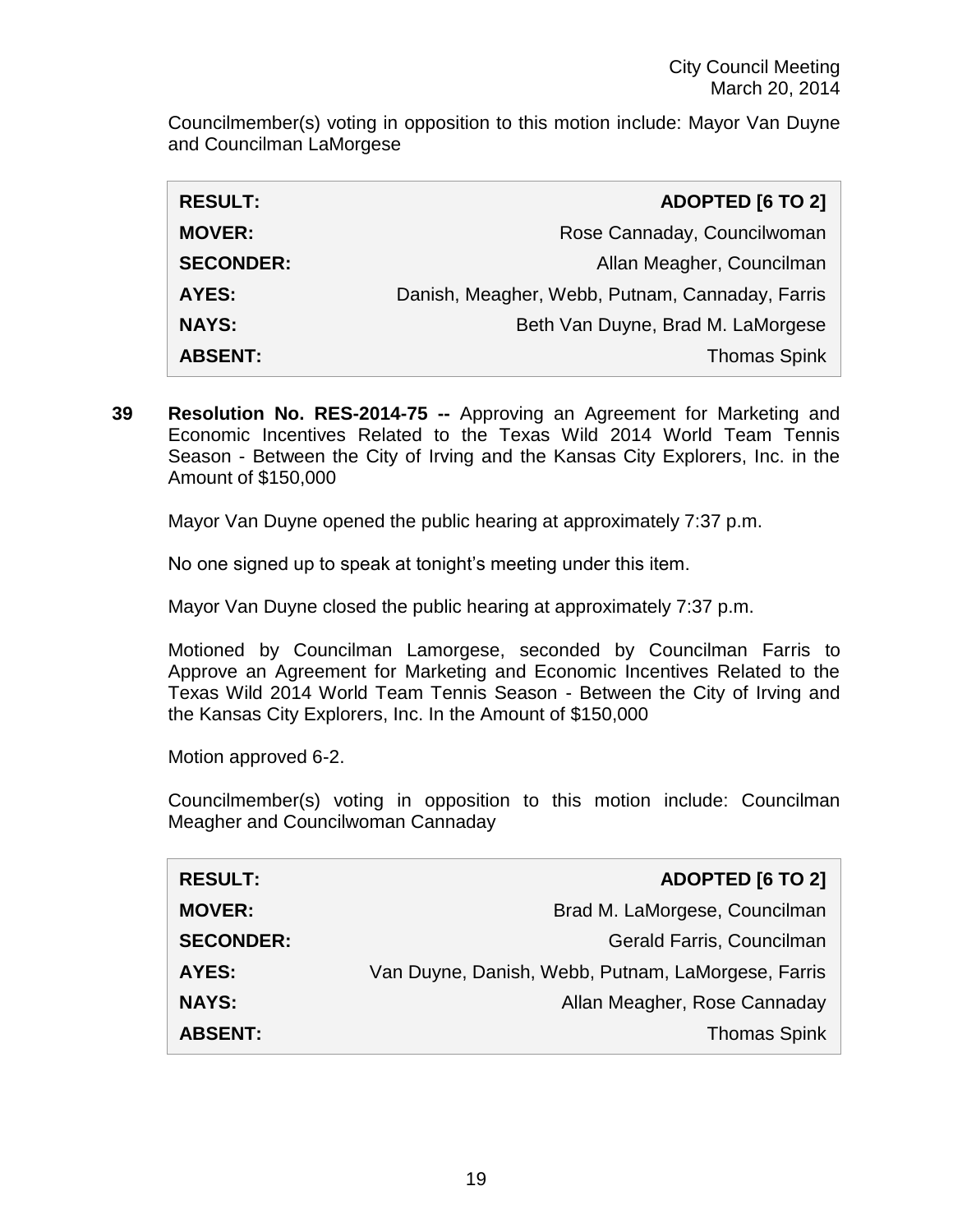Councilmember(s) voting in opposition to this motion include: Mayor Van Duyne and Councilman LaMorgese

| **RESULT:** | **ADOPTED [6 TO 2]** |
|---|---|
| **MOVER:** | Rose Cannaday, Councilwoman |
| **SECONDER:** | Allan Meagher, Councilman |
| **AYES:** | Danish, Meagher, Webb, Putnam, Cannaday, Farris |
| **NAYS:** | Beth Van Duyne, Brad M. LaMorgese |
| **ABSENT:** | Thomas Spink |

**39 Resolution No. RES-2014-75 --** Approving an Agreement for Marketing and Economic Incentives Related to the Texas Wild 2014 World Team Tennis Season - Between the City of Irving and the Kansas City Explorers, Inc. in the Amount of $150,000

Mayor Van Duyne opened the public hearing at approximately 7:37 p.m.

No one signed up to speak at tonight's meeting under this item.

Mayor Van Duyne closed the public hearing at approximately 7:37 p.m.

Motioned by Councilman Lamorgese, seconded by Councilman Farris to Approve an Agreement for Marketing and Economic Incentives Related to the Texas Wild 2014 World Team Tennis Season - Between the City of Irving and the Kansas City Explorers, Inc. In the Amount of $150,000

Motion approved 6-2.

Councilmember(s) voting in opposition to this motion include: Councilman Meagher and Councilwoman Cannaday

| **RESULT:** | **ADOPTED [6 TO 2]** |
|---|---|
| **MOVER:** | Brad M. LaMorgese, Councilman |
| **SECONDER:** | Gerald Farris, Councilman |
| **AYES:** | Van Duyne, Danish, Webb, Putnam, LaMorgese, Farris |
| **NAYS:** | Allan Meagher, Rose Cannaday |
| **ABSENT:** | Thomas Spink |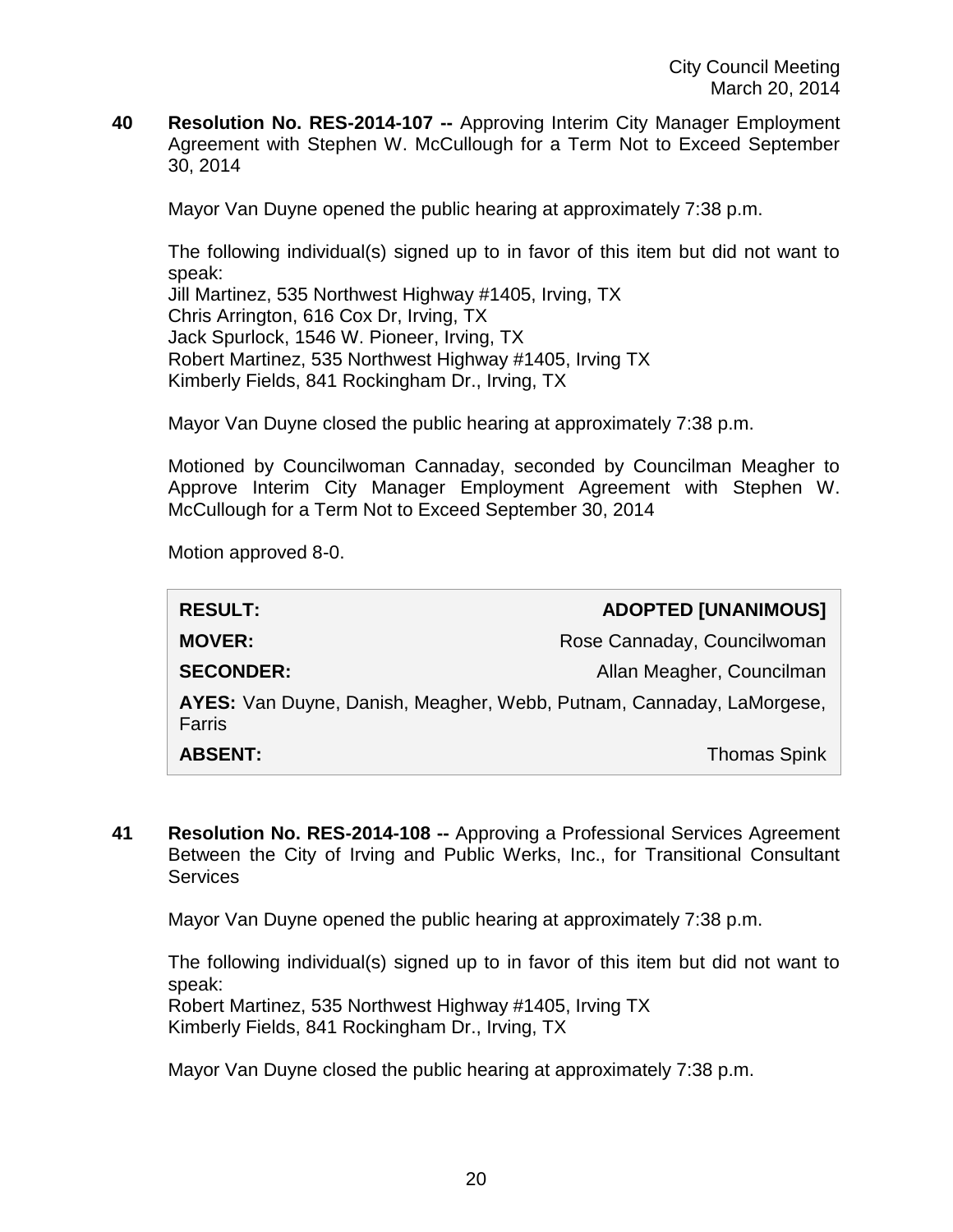**40 Resolution No. RES-2014-107 --** Approving Interim City Manager Employment Agreement with Stephen W. McCullough for a Term Not to Exceed September 30, 2014

Mayor Van Duyne opened the public hearing at approximately 7:38 p.m.

The following individual(s) signed up to in favor of this item but did not want to speak:
Jill Martinez, 535 Northwest Highway #1405, Irving, TX
Chris Arrington, 616 Cox Dr, Irving, TX
Jack Spurlock, 1546 W. Pioneer, Irving, TX
Robert Martinez, 535 Northwest Highway #1405, Irving TX
Kimberly Fields, 841 Rockingham Dr., Irving, TX

Mayor Van Duyne closed the public hearing at approximately 7:38 p.m.

Motioned by Councilwoman Cannaday, seconded by Councilman Meagher to Approve Interim City Manager Employment Agreement with Stephen W. McCullough for a Term Not to Exceed September 30, 2014

Motion approved 8-0.

| **RESULT:** | **ADOPTED [UNANIMOUS]** |
|---|---|
| **MOVER:** | Rose Cannaday, Councilwoman |
| **SECONDER:** | Allan Meagher, Councilman |
| **AYES:** Van Duyne, Danish, Meagher, Webb, Putnam, Cannaday, LaMorgese, Farris | |
| **ABSENT:** | Thomas Spink |

**41 Resolution No. RES-2014-108 --** Approving a Professional Services Agreement Between the City of Irving and Public Werks, Inc., for Transitional Consultant Services

Mayor Van Duyne opened the public hearing at approximately 7:38 p.m.

The following individual(s) signed up to in favor of this item but did not want to speak:
Robert Martinez, 535 Northwest Highway #1405, Irving TX
Kimberly Fields, 841 Rockingham Dr., Irving, TX

Mayor Van Duyne closed the public hearing at approximately 7:38 p.m.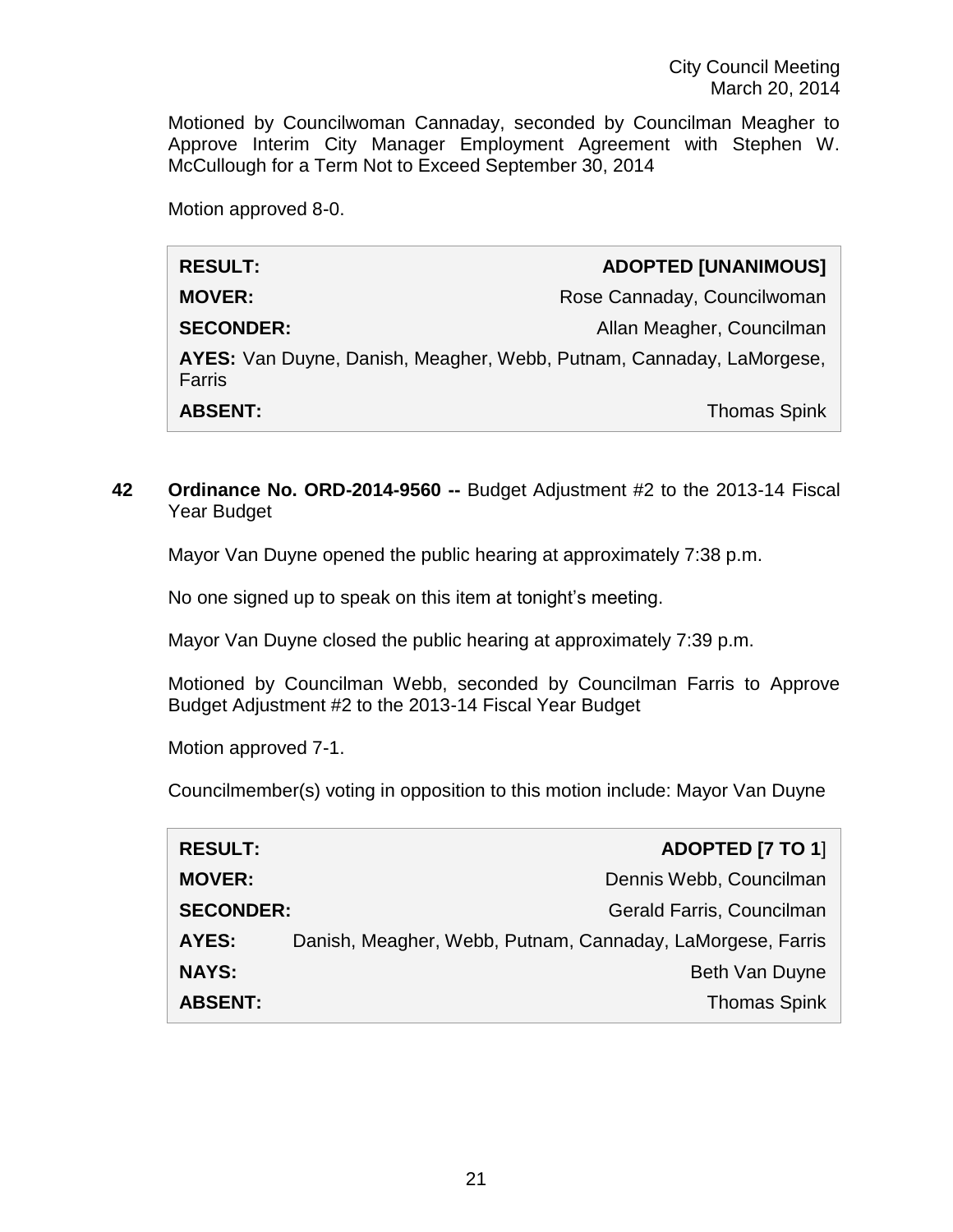Motioned by Councilwoman Cannaday, seconded by Councilman Meagher to Approve Interim City Manager Employment Agreement with Stephen W. McCullough for a Term Not to Exceed September 30, 2014

Motion approved 8-0.

| | |
|---|---|
| **RESULT:** | **ADOPTED [UNANIMOUS]** |
| **MOVER:** | Rose Cannaday, Councilwoman |
| **SECONDER:** | Allan Meagher, Councilman |
| **AYES:** Van Duyne, Danish, Meagher, Webb, Putnam, Cannaday, LaMorgese, Farris | |
| **ABSENT:** | Thomas Spink |

**42** **Ordinance No. ORD-2014-9560 --** Budget Adjustment #2 to the 2013-14 Fiscal Year Budget

Mayor Van Duyne opened the public hearing at approximately 7:38 p.m.

No one signed up to speak on this item at tonight's meeting.

Mayor Van Duyne closed the public hearing at approximately 7:39 p.m.

Motioned by Councilman Webb, seconded by Councilman Farris to Approve Budget Adjustment #2 to the 2013-14 Fiscal Year Budget

Motion approved 7-1.

Councilmember(s) voting in opposition to this motion include: Mayor Van Duyne

| | |
|---|---|
| **RESULT:** | **ADOPTED [7 TO 1**] |
| **MOVER:** | Dennis Webb, Councilman |
| **SECONDER:** | Gerald Farris, Councilman |
| **AYES:** | Danish, Meagher, Webb, Putnam, Cannaday, LaMorgese, Farris |
| **NAYS:** | Beth Van Duyne |
| **ABSENT:** | Thomas Spink |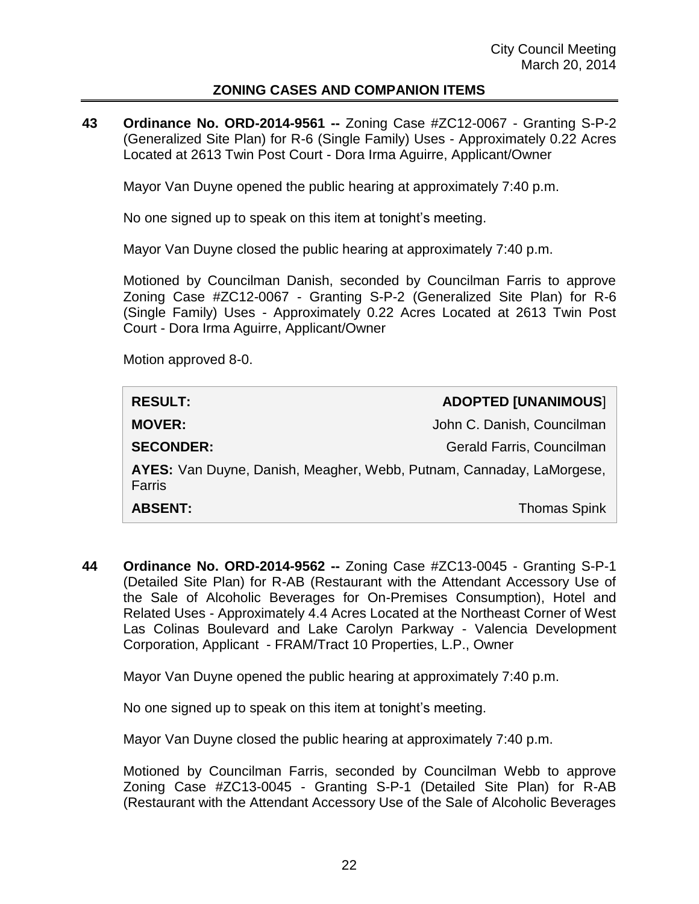## ZONING CASES AND COMPANION ITEMS

**43 Ordinance No. ORD-2014-9561 --** Zoning Case #ZC12-0067 - Granting S-P-2 (Generalized Site Plan) for R-6 (Single Family) Uses - Approximately 0.22 Acres Located at 2613 Twin Post Court - Dora Irma Aguirre, Applicant/Owner

Mayor Van Duyne opened the public hearing at approximately 7:40 p.m.

No one signed up to speak on this item at tonight's meeting.

Mayor Van Duyne closed the public hearing at approximately 7:40 p.m.

Motioned by Councilman Danish, seconded by Councilman Farris to approve Zoning Case #ZC12-0067 - Granting S-P-2 (Generalized Site Plan) for R-6 (Single Family) Uses - Approximately 0.22 Acres Located at 2613 Twin Post Court - Dora Irma Aguirre, Applicant/Owner

Motion approved 8-0.

| | |
|---|---|
| **RESULT:** | **ADOPTED [UNANIMOUS**] |
| **MOVER:** | John C. Danish, Councilman |
| **SECONDER:** | Gerald Farris, Councilman |
| **AYES:** Van Duyne, Danish, Meagher, Webb, Putnam, Cannaday, LaMorgese, Farris | |
| **ABSENT:** | Thomas Spink |

**44 Ordinance No. ORD-2014-9562 --** Zoning Case #ZC13-0045 - Granting S-P-1 (Detailed Site Plan) for R-AB (Restaurant with the Attendant Accessory Use of the Sale of Alcoholic Beverages for On-Premises Consumption), Hotel and Related Uses - Approximately 4.4 Acres Located at the Northeast Corner of West Las Colinas Boulevard and Lake Carolyn Parkway - Valencia Development Corporation, Applicant - FRAM/Tract 10 Properties, L.P., Owner

Mayor Van Duyne opened the public hearing at approximately 7:40 p.m.

No one signed up to speak on this item at tonight's meeting.

Mayor Van Duyne closed the public hearing at approximately 7:40 p.m.

Motioned by Councilman Farris, seconded by Councilman Webb to approve Zoning Case #ZC13-0045 - Granting S-P-1 (Detailed Site Plan) for R-AB (Restaurant with the Attendant Accessory Use of the Sale of Alcoholic Beverages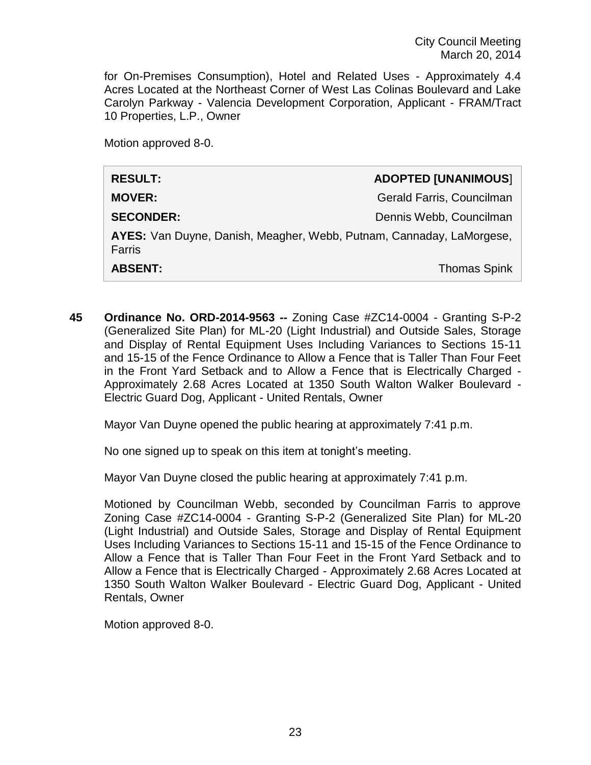for On-Premises Consumption), Hotel and Related Uses - Approximately 4.4 Acres Located at the Northeast Corner of West Las Colinas Boulevard and Lake Carolyn Parkway - Valencia Development Corporation, Applicant - FRAM/Tract 10 Properties, L.P., Owner

Motion approved 8-0.

| | |
|---|---|
| **RESULT:** | **ADOPTED [UNANIMOUS**] |
| **MOVER:** | Gerald Farris, Councilman |
| **SECONDER:** | Dennis Webb, Councilman |
| **AYES:** Van Duyne, Danish, Meagher, Webb, Putnam, Cannaday, LaMorgese, Farris | |
| **ABSENT:** | Thomas Spink |

**45 Ordinance No. ORD-2014-9563 --** Zoning Case #ZC14-0004 - Granting S-P-2 (Generalized Site Plan) for ML-20 (Light Industrial) and Outside Sales, Storage and Display of Rental Equipment Uses Including Variances to Sections 15-11 and 15-15 of the Fence Ordinance to Allow a Fence that is Taller Than Four Feet in the Front Yard Setback and to Allow a Fence that is Electrically Charged - Approximately 2.68 Acres Located at 1350 South Walton Walker Boulevard - Electric Guard Dog, Applicant - United Rentals, Owner

Mayor Van Duyne opened the public hearing at approximately 7:41 p.m.

No one signed up to speak on this item at tonight's meeting.

Mayor Van Duyne closed the public hearing at approximately 7:41 p.m.

Motioned by Councilman Webb, seconded by Councilman Farris to approve Zoning Case #ZC14-0004 - Granting S-P-2 (Generalized Site Plan) for ML-20 (Light Industrial) and Outside Sales, Storage and Display of Rental Equipment Uses Including Variances to Sections 15-11 and 15-15 of the Fence Ordinance to Allow a Fence that is Taller Than Four Feet in the Front Yard Setback and to Allow a Fence that is Electrically Charged - Approximately 2.68 Acres Located at 1350 South Walton Walker Boulevard - Electric Guard Dog, Applicant - United Rentals, Owner

Motion approved 8-0.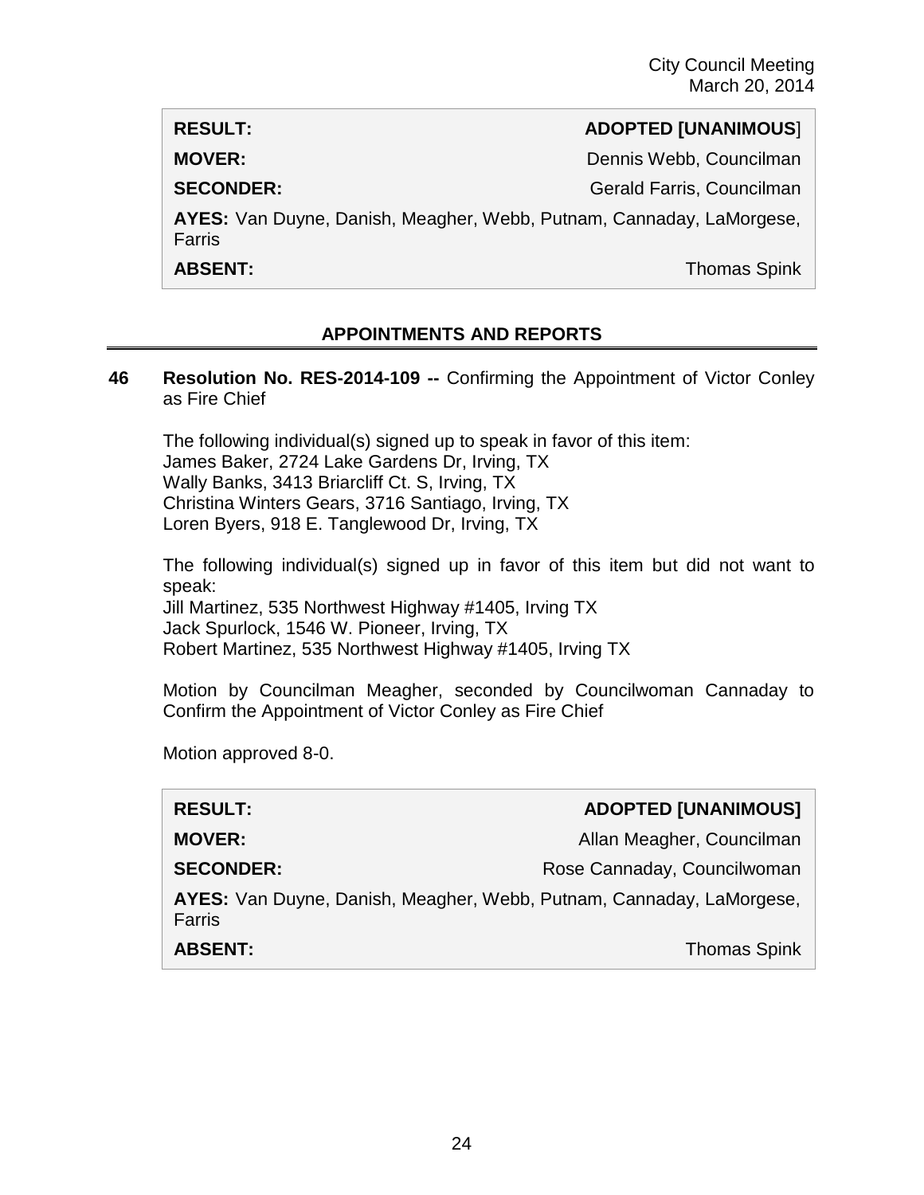| RESULT: | ADOPTED [UNANIMOUS] |
|---|---|
| MOVER: | Dennis Webb, Councilman |
| SECONDER: | Gerald Farris, Councilman |
| AYES: Van Duyne, Danish, Meagher, Webb, Putnam, Cannaday, LaMorgese, Farris | |
| ABSENT: | Thomas Spink |

## APPOINTMENTS AND REPORTS

**46 Resolution No. RES-2014-109 --** Confirming the Appointment of Victor Conley as Fire Chief

The following individual(s) signed up to speak in favor of this item:
James Baker, 2724 Lake Gardens Dr, Irving, TX
Wally Banks, 3413 Briarcliff Ct. S, Irving, TX
Christina Winters Gears, 3716 Santiago, Irving, TX
Loren Byers, 918 E. Tanglewood Dr, Irving, TX

The following individual(s) signed up in favor of this item but did not want to speak:
Jill Martinez, 535 Northwest Highway #1405, Irving TX
Jack Spurlock, 1546 W. Pioneer, Irving, TX
Robert Martinez, 535 Northwest Highway #1405, Irving TX

Motion by Councilman Meagher, seconded by Councilwoman Cannaday to Confirm the Appointment of Victor Conley as Fire Chief

Motion approved 8-0.

| RESULT: | ADOPTED [UNANIMOUS] |
|---|---|
| MOVER: | Allan Meagher, Councilman |
| SECONDER: | Rose Cannaday, Councilwoman |
| AYES: Van Duyne, Danish, Meagher, Webb, Putnam, Cannaday, LaMorgese, Farris | |
| ABSENT: | Thomas Spink |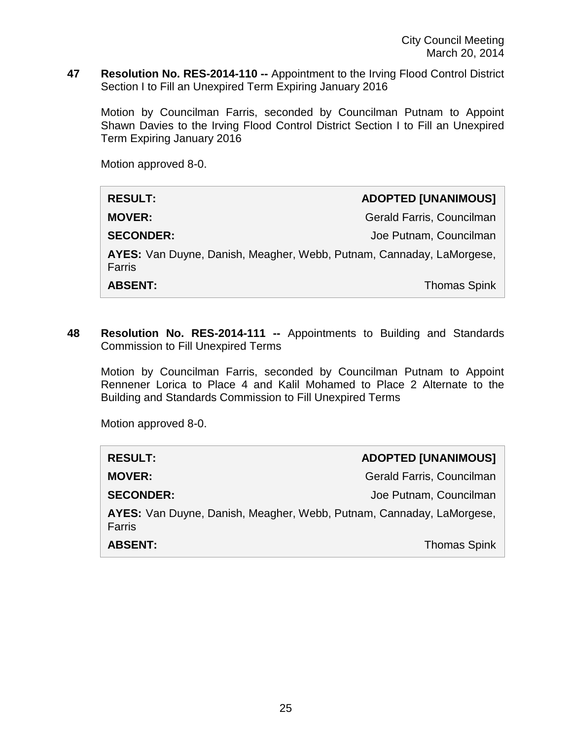**47 Resolution No. RES-2014-110 --** Appointment to the Irving Flood Control District Section I to Fill an Unexpired Term Expiring January 2016

Motion by Councilman Farris, seconded by Councilman Putnam to Appoint Shawn Davies to the Irving Flood Control District Section I to Fill an Unexpired Term Expiring January 2016

Motion approved 8-0.

| | |
|---|---|
| **RESULT:** | **ADOPTED [UNANIMOUS]** |
| **MOVER:** | Gerald Farris, Councilman |
| **SECONDER:** | Joe Putnam, Councilman |
| **AYES:** Van Duyne, Danish, Meagher, Webb, Putnam, Cannaday, LaMorgese, Farris | |
| **ABSENT:** | Thomas Spink |

**48 Resolution No. RES-2014-111 --** Appointments to Building and Standards Commission to Fill Unexpired Terms

Motion by Councilman Farris, seconded by Councilman Putnam to Appoint Rennener Lorica to Place 4 and Kalil Mohamed to Place 2 Alternate to the Building and Standards Commission to Fill Unexpired Terms

Motion approved 8-0.

| | |
|---|---|
| **RESULT:** | **ADOPTED [UNANIMOUS]** |
| **MOVER:** | Gerald Farris, Councilman |
| **SECONDER:** | Joe Putnam, Councilman |
| **AYES:** Van Duyne, Danish, Meagher, Webb, Putnam, Cannaday, LaMorgese, Farris | |
| **ABSENT:** | Thomas Spink |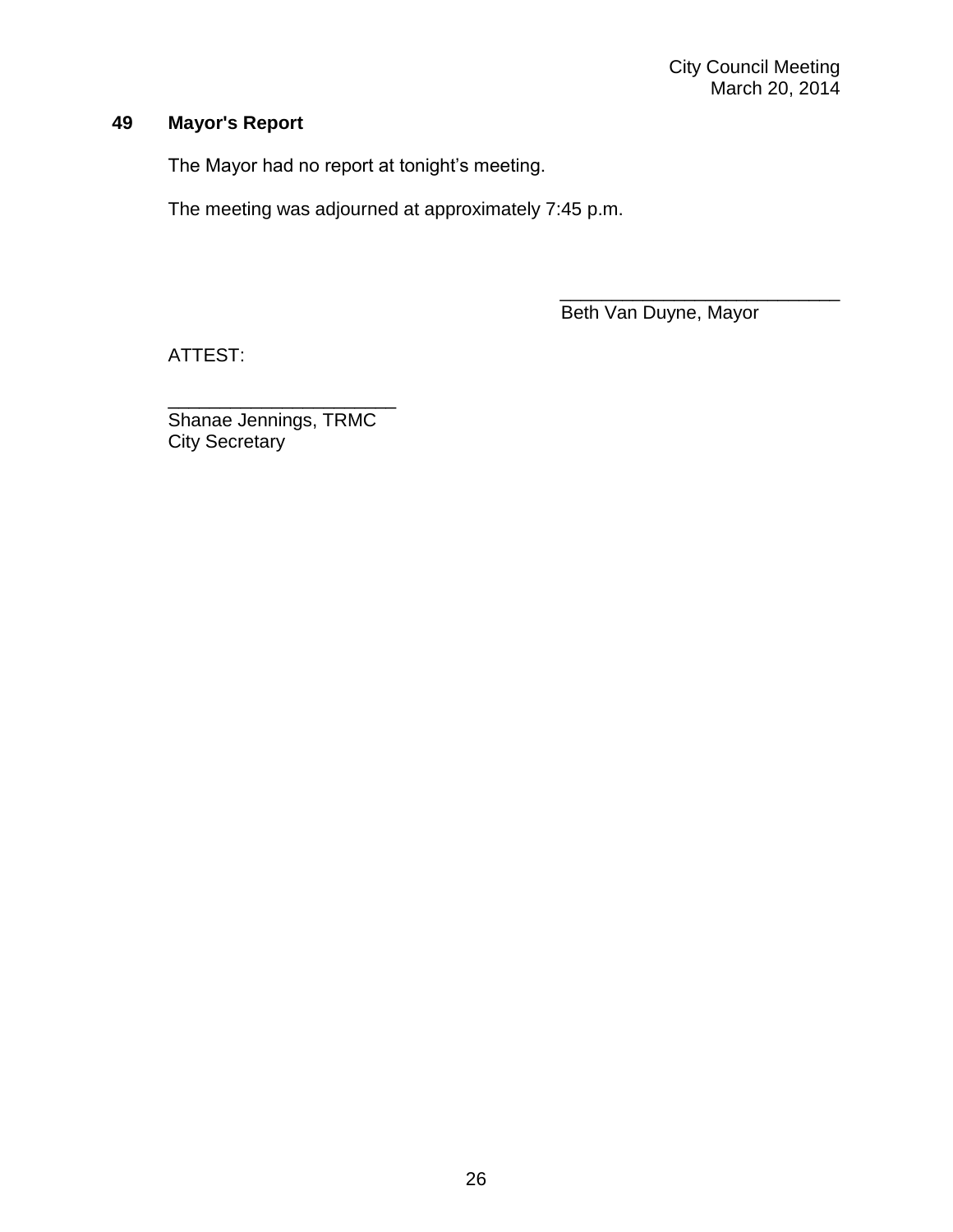## 49 Mayor's Report

The Mayor had no report at tonight's meeting.

The meeting was adjourned at approximately 7:45 p.m.

\_\_\_\_\_\_\_\_\_\_\_\_\_\_\_\_\_\_\_\_\_\_\_\_\_\_\_\_
Beth Van Duyne, Mayor

ATTEST:

\_\_\_\_\_\_\_\_\_\_\_\_\_\_\_\_\_\_\_\_\_\_\_\_
Shanae Jennings, TRMC
City Secretary